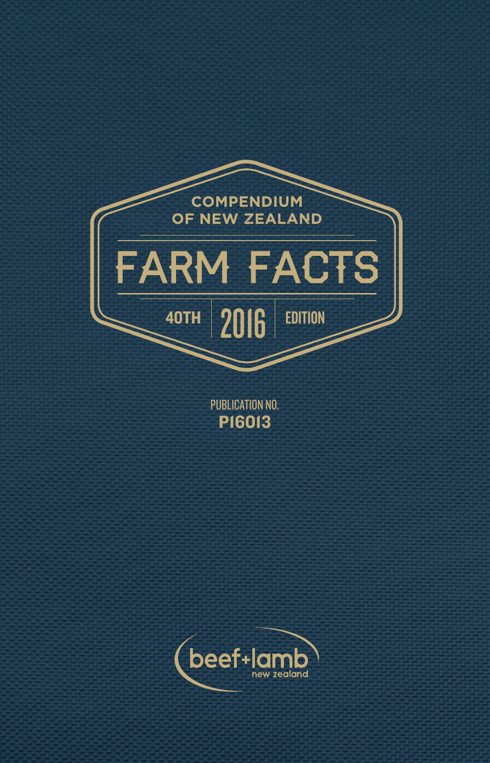# COMPENDIUM OF NEW ZEALAND

# FARM FACTS

40TH 2016 EDITION

PUBLICATION NO.
**P16013**

beef+lamb new zealand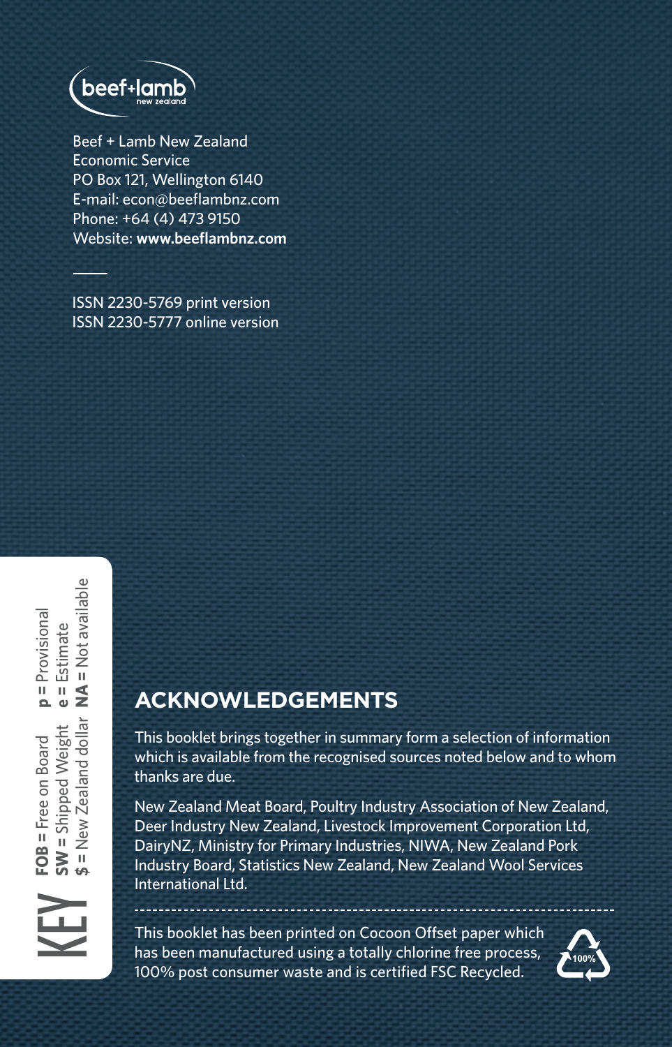Beef + Lamb New Zealand
Economic Service
PO Box 121, Wellington 6140
E-mail: econ@beeflambnz.com
Phone: +64 (4) 473 9150
Website: **www.beeflambnz.com**

ISSN 2230-5769 print version
ISSN 2230-5777 online version

## KEY

**FOB** = Free on Board
**SW** = Shipped Weight
**$** = New Zealand dollar
**p** = Provisional
**e** = Estimate
**NA** = Not available

## ACKNOWLEDGEMENTS

This booklet brings together in summary form a selection of information which is available from the recognised sources noted below and to whom thanks are due.

New Zealand Meat Board, Poultry Industry Association of New Zealand, Deer Industry New Zealand, Livestock Improvement Corporation Ltd, DairyNZ, Ministry for Primary Industries, NIWA, New Zealand Pork Industry Board, Statistics New Zealand, New Zealand Wool Services International Ltd.

This booklet has been printed on Cocoon Offset paper which has been manufactured using a totally chlorine free process, 100% post consumer waste and is certified FSC Recycled.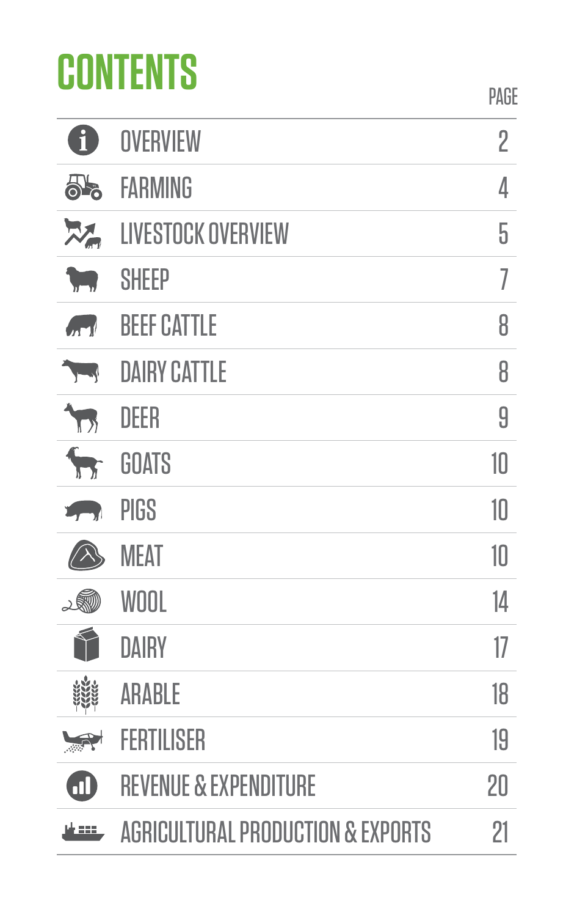# CONTENTS

| | PAGE |
|---|---|
| OVERVIEW | 2 |
| FARMING | 4 |
| LIVESTOCK OVERVIEW | 5 |
| SHEEP | 7 |
| BEEF CATTLE | 8 |
| DAIRY CATTLE | 8 |
| DEER | 9 |
| GOATS | 10 |
| PIGS | 10 |
| MEAT | 10 |
| WOOL | 14 |
| DAIRY | 17 |
| ARABLE | 18 |
| FERTILISER | 19 |
| REVENUE & EXPENDITURE | 20 |
| AGRICULTURAL PRODUCTION & EXPORTS | 21 |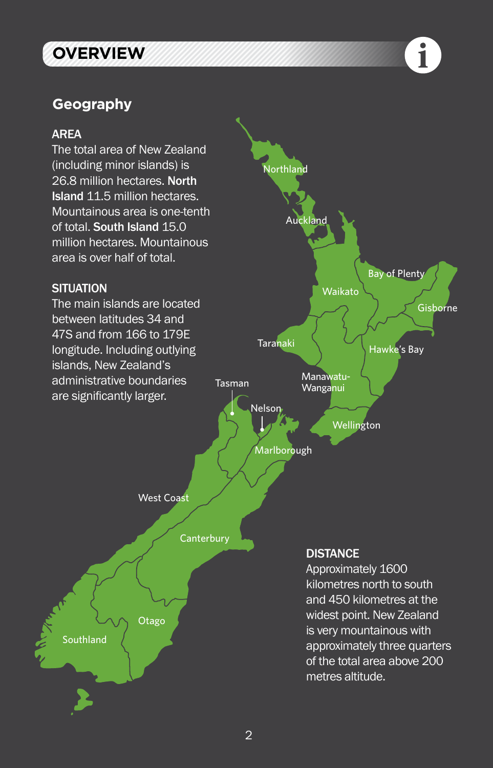# OVERVIEW

## Geography

### AREA

The total area of New Zealand (including minor islands) is 26.8 million hectares. **North Island** 11.5 million hectares. Mountainous area is one-tenth of total. **South Island** 15.0 million hectares. Mountainous area is over half of total.

### SITUATION

The main islands are located between latitudes 34 and 47S and from 166 to 179E longitude. Including outlying islands, New Zealand's administrative boundaries are significantly larger.

Northland
Auckland
Bay of Plenty
Waikato
Gisborne
Taranaki
Hawke's Bay
Manawatu-Wanganui
Tasman
Nelson
Wellington
Marlborough
West Coast
Canterbury
Otago
Southland

### DISTANCE

Approximately 1600 kilometres north to south and 450 kilometres at the widest point. New Zealand is very mountainous with approximately three quarters of the total area above 200 metres altitude.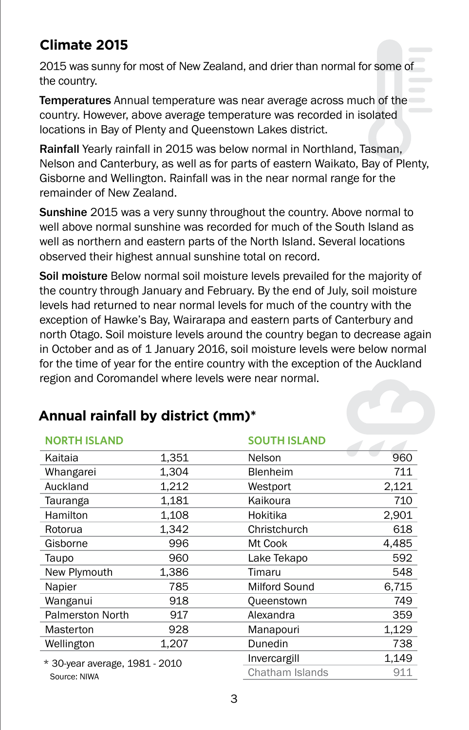## Climate 2015

2015 was sunny for most of New Zealand, and drier than normal for some of the country.

**Temperatures** Annual temperature was near average across much of the country. However, above average temperature was recorded in isolated locations in Bay of Plenty and Queenstown Lakes district.

**Rainfall** Yearly rainfall in 2015 was below normal in Northland, Tasman, Nelson and Canterbury, as well as for parts of eastern Waikato, Bay of Plenty, Gisborne and Wellington. Rainfall was in the near normal range for the remainder of New Zealand.

**Sunshine** 2015 was a very sunny throughout the country. Above normal to well above normal sunshine was recorded for much of the South Island as well as northern and eastern parts of the North Island. Several locations observed their highest annual sunshine total on record.

**Soil moisture** Below normal soil moisture levels prevailed for the majority of the country through January and February. By the end of July, soil moisture levels had returned to near normal levels for much of the country with the exception of Hawke's Bay, Wairarapa and eastern parts of Canterbury and north Otago. Soil moisture levels around the country began to decrease again in October and as of 1 January 2016, soil moisture levels were below normal for the time of year for the entire country with the exception of the Auckland region and Coromandel where levels were near normal.

## Annual rainfall by district (mm)*

| NORTH ISLAND | | SOUTH ISLAND | |
|---|---|---|---|
| Kaitaia | 1,351 | Nelson | 960 |
| Whangarei | 1,304 | Blenheim | 711 |
| Auckland | 1,212 | Westport | 2,121 |
| Tauranga | 1,181 | Kaikoura | 710 |
| Hamilton | 1,108 | Hokitika | 2,901 |
| Rotorua | 1,342 | Christchurch | 618 |
| Gisborne | 996 | Mt Cook | 4,485 |
| Taupo | 960 | Lake Tekapo | 592 |
| New Plymouth | 1,386 | Timaru | 548 |
| Napier | 785 | Milford Sound | 6,715 |
| Wanganui | 918 | Queenstown | 749 |
| Palmerston North | 917 | Alexandra | 359 |
| Masterton | 928 | Manapouri | 1,129 |
| Wellington | 1,207 | Dunedin | 738 |
| | | Invercargill | 1,149 |
| | | Chatham Islands | 911 |

\* 30-year average, 1981 - 2010

Source: NIWA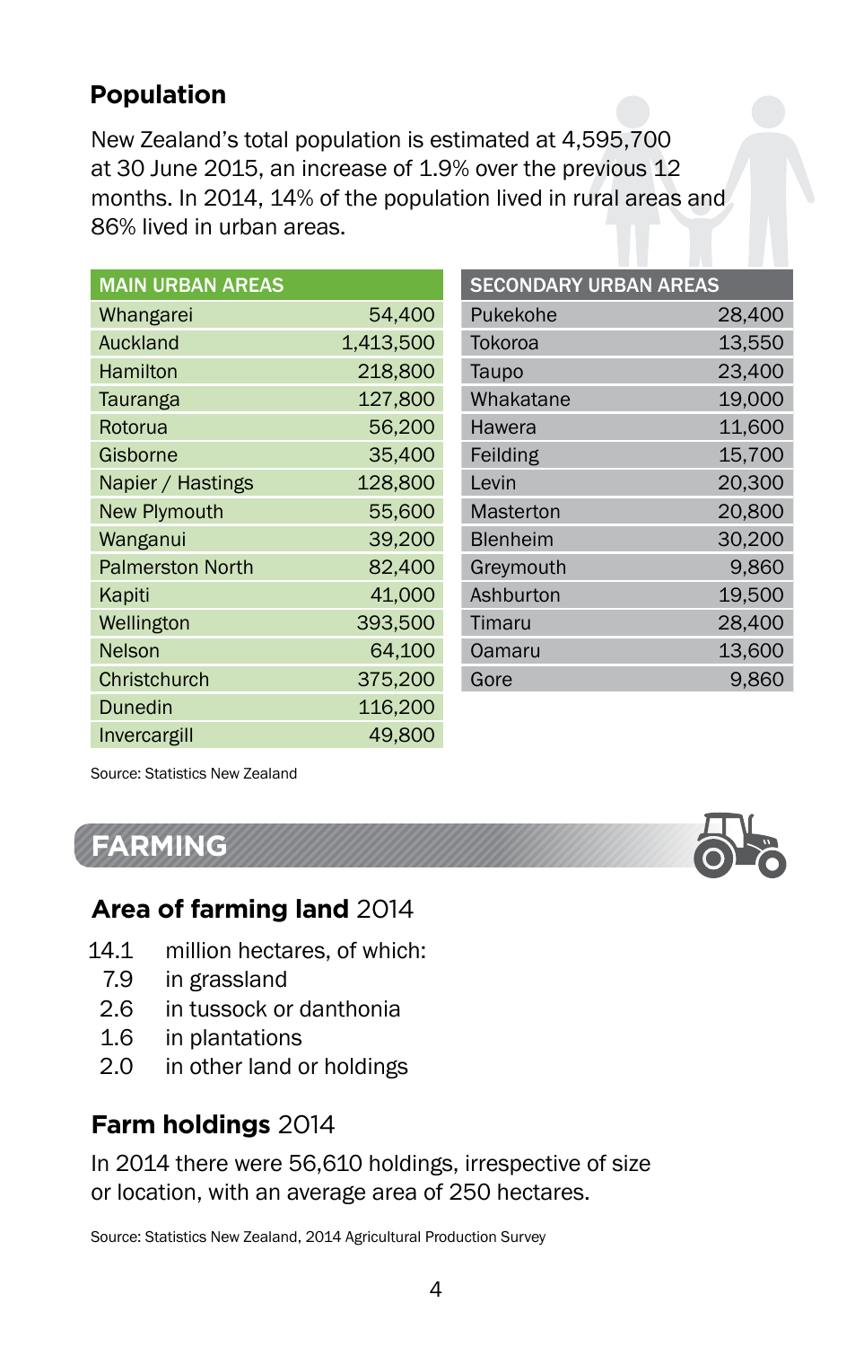## Population

New Zealand's total population is estimated at 4,595,700 at 30 June 2015, an increase of 1.9% over the previous 12 months. In 2014, 14% of the population lived in rural areas and 86% lived in urban areas.

| MAIN URBAN AREAS | |
|---|---|
| Whangarei | 54,400 |
| Auckland | 1,413,500 |
| Hamilton | 218,800 |
| Tauranga | 127,800 |
| Rotorua | 56,200 |
| Gisborne | 35,400 |
| Napier / Hastings | 128,800 |
| New Plymouth | 55,600 |
| Wanganui | 39,200 |
| Palmerston North | 82,400 |
| Kapiti | 41,000 |
| Wellington | 393,500 |
| Nelson | 64,100 |
| Christchurch | 375,200 |
| Dunedin | 116,200 |
| Invercargill | 49,800 |

| SECONDARY URBAN AREAS | |
|---|---|
| Pukekohe | 28,400 |
| Tokoroa | 13,550 |
| Taupo | 23,400 |
| Whakatane | 19,000 |
| Hawera | 11,600 |
| Feilding | 15,700 |
| Levin | 20,300 |
| Masterton | 20,800 |
| Blenheim | 30,200 |
| Greymouth | 9,860 |
| Ashburton | 19,500 |
| Timaru | 28,400 |
| Oamaru | 13,600 |
| Gore | 9,860 |

Source: Statistics New Zealand

# FARMING

## Area of farming land 2014

14.1 million hectares, of which:
- 7.9 in grassland
- 2.6 in tussock or danthonia
- 1.6 in plantations
- 2.0 in other land or holdings

## Farm holdings 2014

In 2014 there were 56,610 holdings, irrespective of size or location, with an average area of 250 hectares.

Source: Statistics New Zealand, 2014 Agricultural Production Survey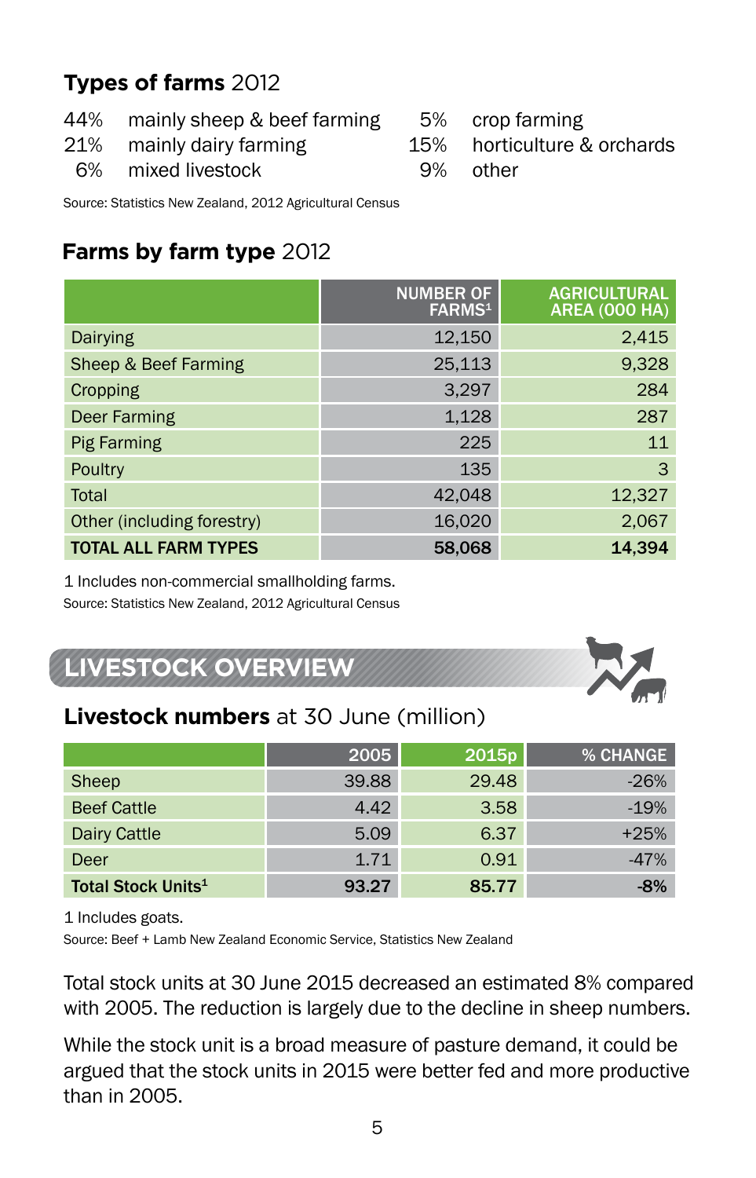## **Types of farms** 2012

| | | | |
|---|---|---|---|
| 44% | mainly sheep & beef farming | 5% | crop farming |
| 21% | mainly dairy farming | 15% | horticulture & orchards |
| 6% | mixed livestock | 9% | other |

Source: Statistics New Zealand, 2012 Agricultural Census

## **Farms by farm type** 2012

| | NUMBER OF FARMS[1] | AGRICULTURAL AREA (000 HA) |
|---|---|---|
| Dairying | 12,150 | 2,415 |
| Sheep & Beef Farming | 25,113 | 9,328 |
| Cropping | 3,297 | 284 |
| Deer Farming | 1,128 | 287 |
| Pig Farming | 225 | 11 |
| Poultry | 135 | 3 |
| Total | 42,048 | 12,327 |
| Other (including forestry) | 16,020 | 2,067 |
| **TOTAL ALL FARM TYPES** | **58,068** | **14,394** |

1 Includes non-commercial smallholding farms.
Source: Statistics New Zealand, 2012 Agricultural Census

# LIVESTOCK OVERVIEW

## **Livestock numbers** at 30 June (million)

| | 2005 | 2015p | % CHANGE |
|---|---|---|---|
| Sheep | 39.88 | 29.48 | -26% |
| Beef Cattle | 4.42 | 3.58 | -19% |
| Dairy Cattle | 5.09 | 6.37 | +25% |
| Deer | 1.71 | 0.91 | -47% |
| **Total Stock Units[1]** | **93.27** | **85.77** | **-8%** |

1 Includes goats.
Source: Beef + Lamb New Zealand Economic Service, Statistics New Zealand

Total stock units at 30 June 2015 decreased an estimated 8% compared with 2005. The reduction is largely due to the decline in sheep numbers.

While the stock unit is a broad measure of pasture demand, it could be argued that the stock units in 2015 were better fed and more productive than in 2005.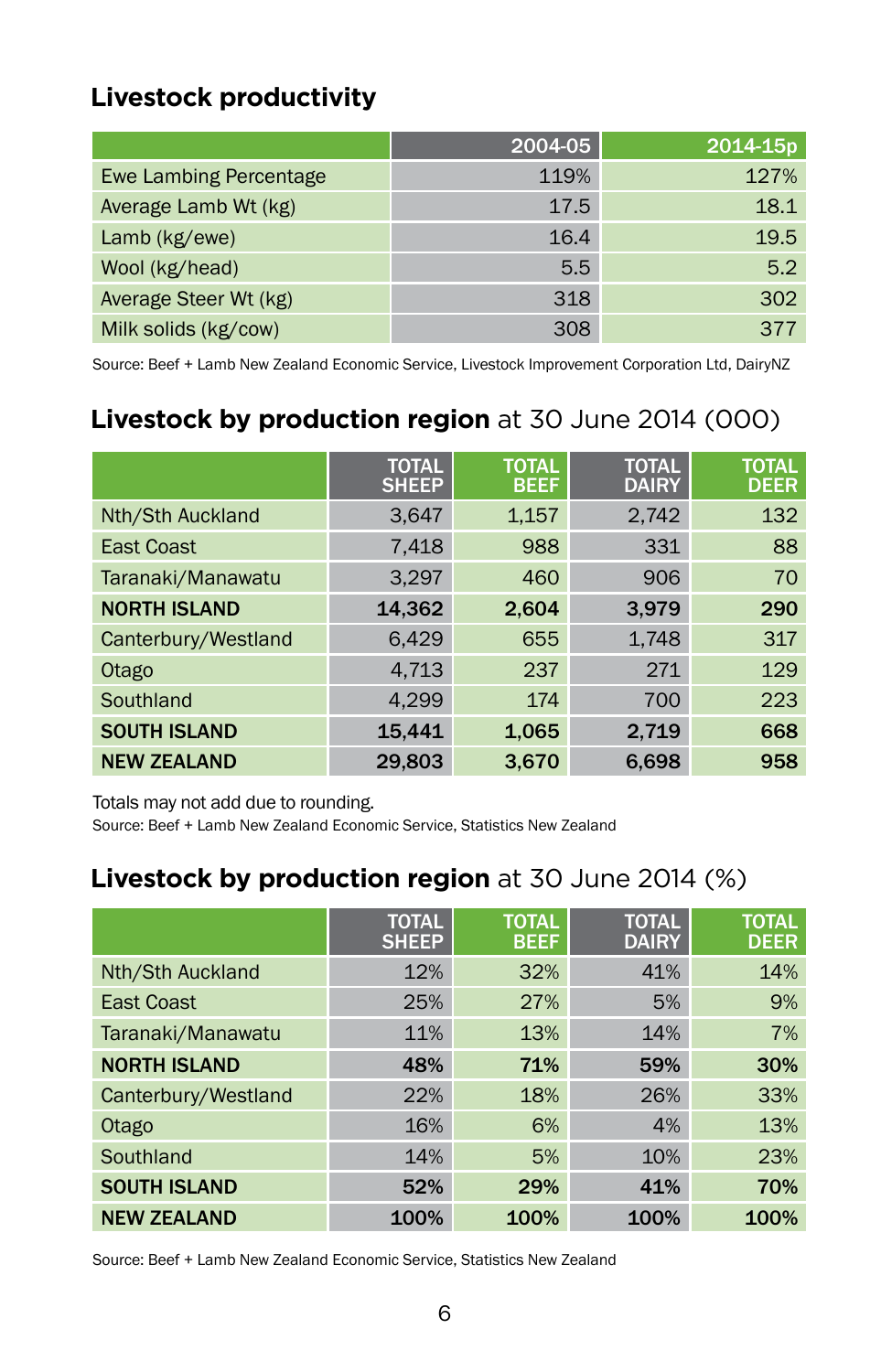## Livestock productivity

| | 2004-05 | 2014-15p |
|---|---|---|
| Ewe Lambing Percentage | 119% | 127% |
| Average Lamb Wt (kg) | 17.5 | 18.1 |
| Lamb (kg/ewe) | 16.4 | 19.5 |
| Wool (kg/head) | 5.5 | 5.2 |
| Average Steer Wt (kg) | 318 | 302 |
| Milk solids (kg/cow) | 308 | 377 |

Source: Beef + Lamb New Zealand Economic Service, Livestock Improvement Corporation Ltd, DairyNZ

## **Livestock by production region** at 30 June 2014 (000)

| | TOTAL SHEEP | TOTAL BEEF | TOTAL DAIRY | TOTAL DEER |
|---|---|---|---|---|
| Nth/Sth Auckland | 3,647 | 1,157 | 2,742 | 132 |
| East Coast | 7,418 | 988 | 331 | 88 |
| Taranaki/Manawatu | 3,297 | 460 | 906 | 70 |
| **NORTH ISLAND** | **14,362** | **2,604** | **3,979** | **290** |
| Canterbury/Westland | 6,429 | 655 | 1,748 | 317 |
| Otago | 4,713 | 237 | 271 | 129 |
| Southland | 4,299 | 174 | 700 | 223 |
| **SOUTH ISLAND** | **15,441** | **1,065** | **2,719** | **668** |
| **NEW ZEALAND** | **29,803** | **3,670** | **6,698** | **958** |

Totals may not add due to rounding.
Source: Beef + Lamb New Zealand Economic Service, Statistics New Zealand

## **Livestock by production region** at 30 June 2014 (%)

| | TOTAL SHEEP | TOTAL BEEF | TOTAL DAIRY | TOTAL DEER |
|---|---|---|---|---|
| Nth/Sth Auckland | 12% | 32% | 41% | 14% |
| East Coast | 25% | 27% | 5% | 9% |
| Taranaki/Manawatu | 11% | 13% | 14% | 7% |
| **NORTH ISLAND** | **48%** | **71%** | **59%** | **30%** |
| Canterbury/Westland | 22% | 18% | 26% | 33% |
| Otago | 16% | 6% | 4% | 13% |
| Southland | 14% | 5% | 10% | 23% |
| **SOUTH ISLAND** | **52%** | **29%** | **41%** | **70%** |
| **NEW ZEALAND** | **100%** | **100%** | **100%** | **100%** |

Source: Beef + Lamb New Zealand Economic Service, Statistics New Zealand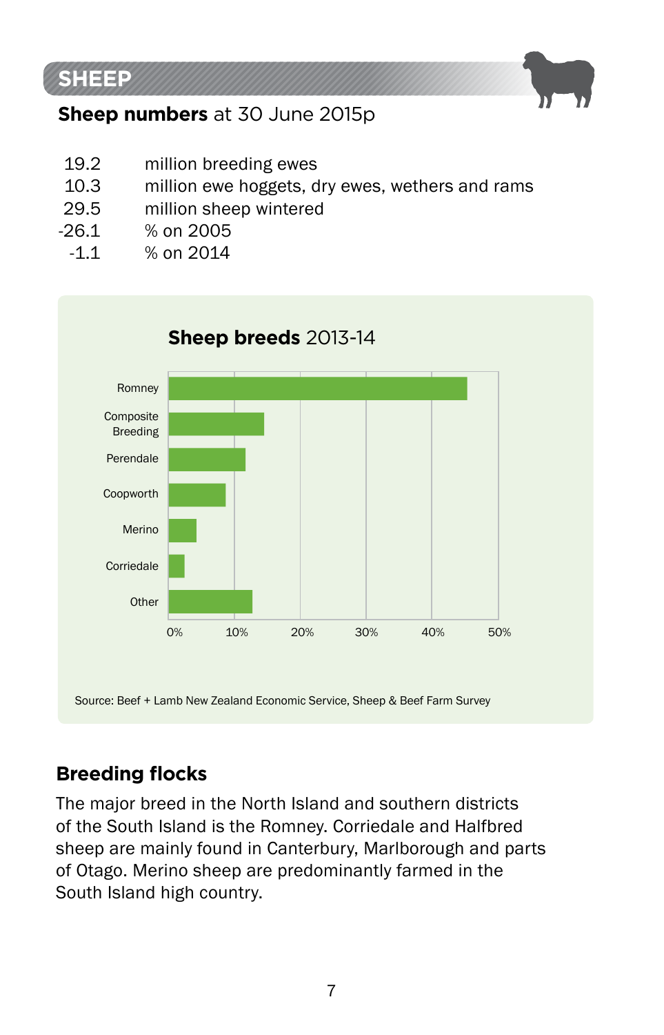# SHEEP

**Sheep numbers** at 30 June 2015p

| | |
|---|---|
| 19.2 | million breeding ewes |
| 10.3 | million ewe hoggets, dry ewes, wethers and rams |
| 29.5 | million sheep wintered |
| -26.1 | % on 2005 |
| -1.1 | % on 2014 |

**Sheep breeds** 2013-14

Romney
Composite Breeding
Perendale
Coopworth
Merino
Corriedale
Other

0% 10% 20% 30% 40% 50%

Source: Beef + Lamb New Zealand Economic Service, Sheep & Beef Farm Survey

## Breeding flocks

The major breed in the North Island and southern districts of the South Island is the Romney. Corriedale and Halfbred sheep are mainly found in Canterbury, Marlborough and parts of Otago. Merino sheep are predominantly farmed in the South Island high country.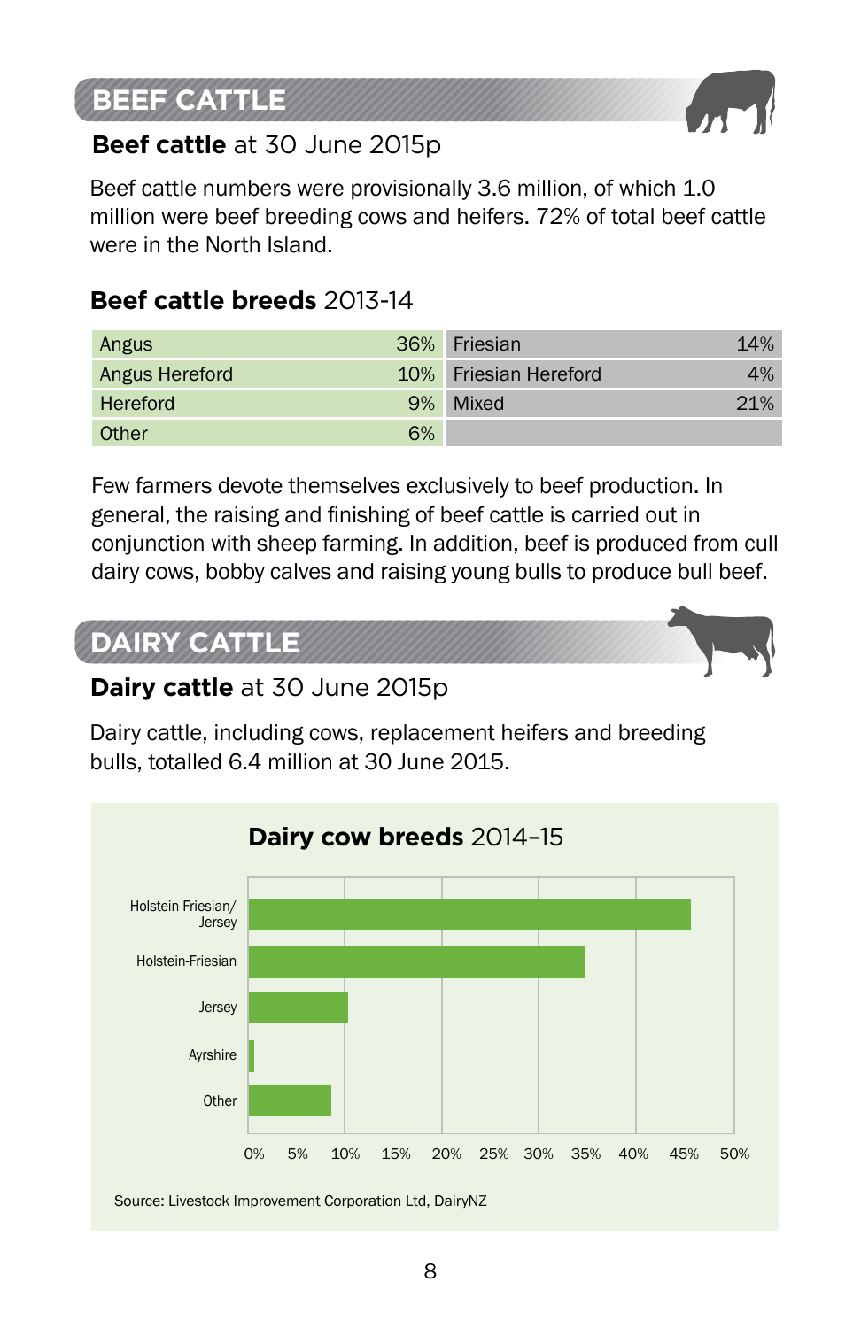## BEEF CATTLE

**Beef cattle** at 30 June 2015p

Beef cattle numbers were provisionally 3.6 million, of which 1.0 million were beef breeding cows and heifers. 72% of total beef cattle were in the North Island.

**Beef cattle breeds** 2013-14

| Breed | % | Breed | % |
|---|---|---|---|
| Angus | 36% | Friesian | 14% |
| Angus Hereford | 10% | Friesian Hereford | 4% |
| Hereford | 9% | Mixed | 21% |
| Other | 6% | | |

Few farmers devote themselves exclusively to beef production. In general, the raising and finishing of beef cattle is carried out in conjunction with sheep farming. In addition, beef is produced from cull dairy cows, bobby calves and raising young bulls to produce bull beef.

## DAIRY CATTLE

**Dairy cattle** at 30 June 2015p

Dairy cattle, including cows, replacement heifers and breeding bulls, totalled 6.4 million at 30 June 2015.

**Dairy cow breeds** 2014–15

Holstein-Friesian/Jersey
Holstein-Friesian
Jersey
Ayrshire
Other

0% 5% 10% 15% 20% 25% 30% 35% 40% 45% 50%

Source: Livestock Improvement Corporation Ltd, DairyNZ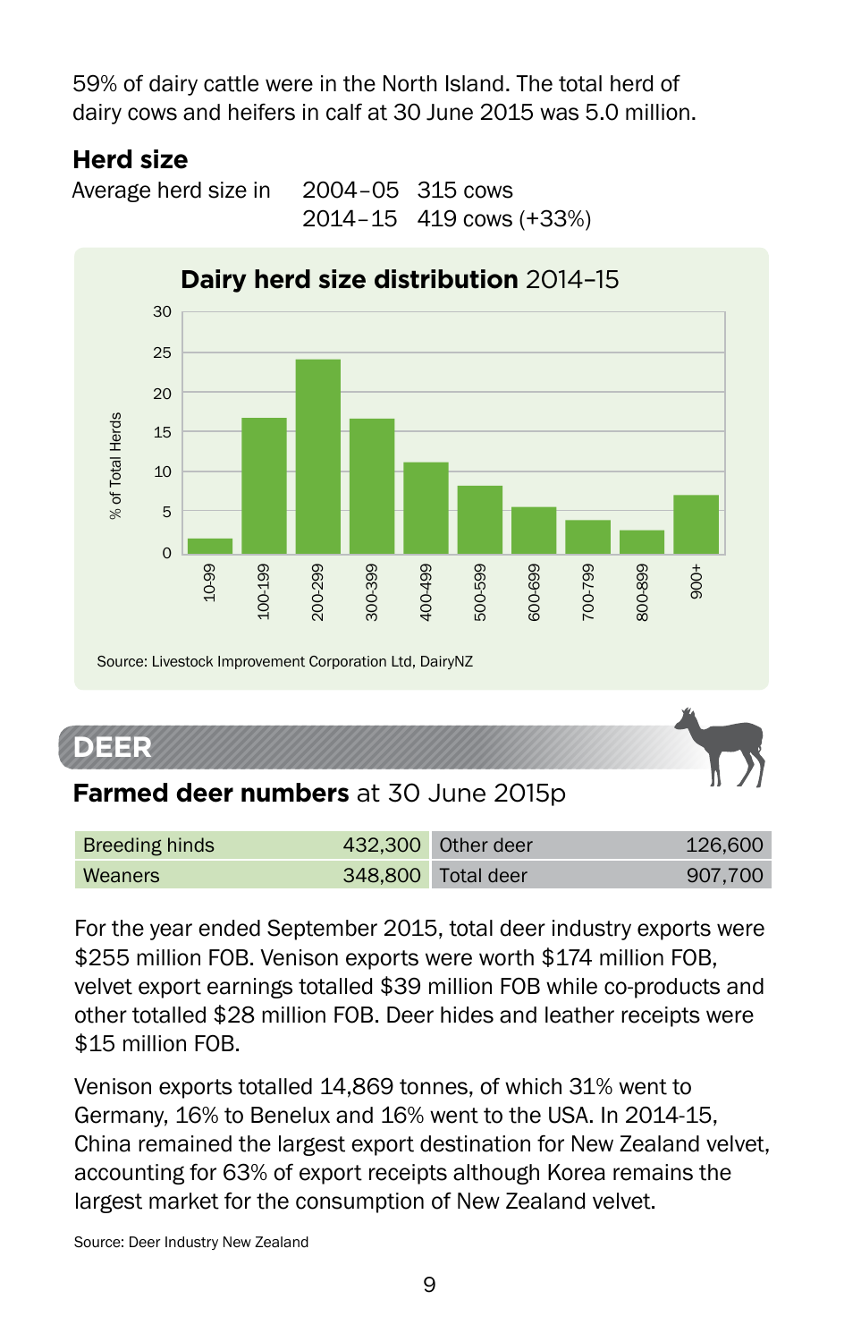59% of dairy cattle were in the North Island. The total herd of dairy cows and heifers in calf at 30 June 2015 was 5.0 million.

### Herd size

| Average herd size in | 2004–05 | 315 cows |
|---|---|---|
| | 2014–15 | 419 cows (+33%) |

**Dairy herd size distribution** 2014–15

Source: Livestock Improvement Corporation Ltd, DairyNZ

## DEER

### Farmed deer numbers at 30 June 2015p

| Breeding hinds | 432,300 | Other deer | 126,600 |
|---|---|---|---|
| Weaners | 348,800 | Total deer | 907,700 |

For the year ended September 2015, total deer industry exports were $255 million FOB. Venison exports were worth $174 million FOB, velvet export earnings totalled $39 million FOB while co-products and other totalled $28 million FOB. Deer hides and leather receipts were $15 million FOB.

Venison exports totalled 14,869 tonnes, of which 31% went to Germany, 16% to Benelux and 16% went to the USA. In 2014-15, China remained the largest export destination for New Zealand velvet, accounting for 63% of export receipts although Korea remains the largest market for the consumption of New Zealand velvet.

Source: Deer Industry New Zealand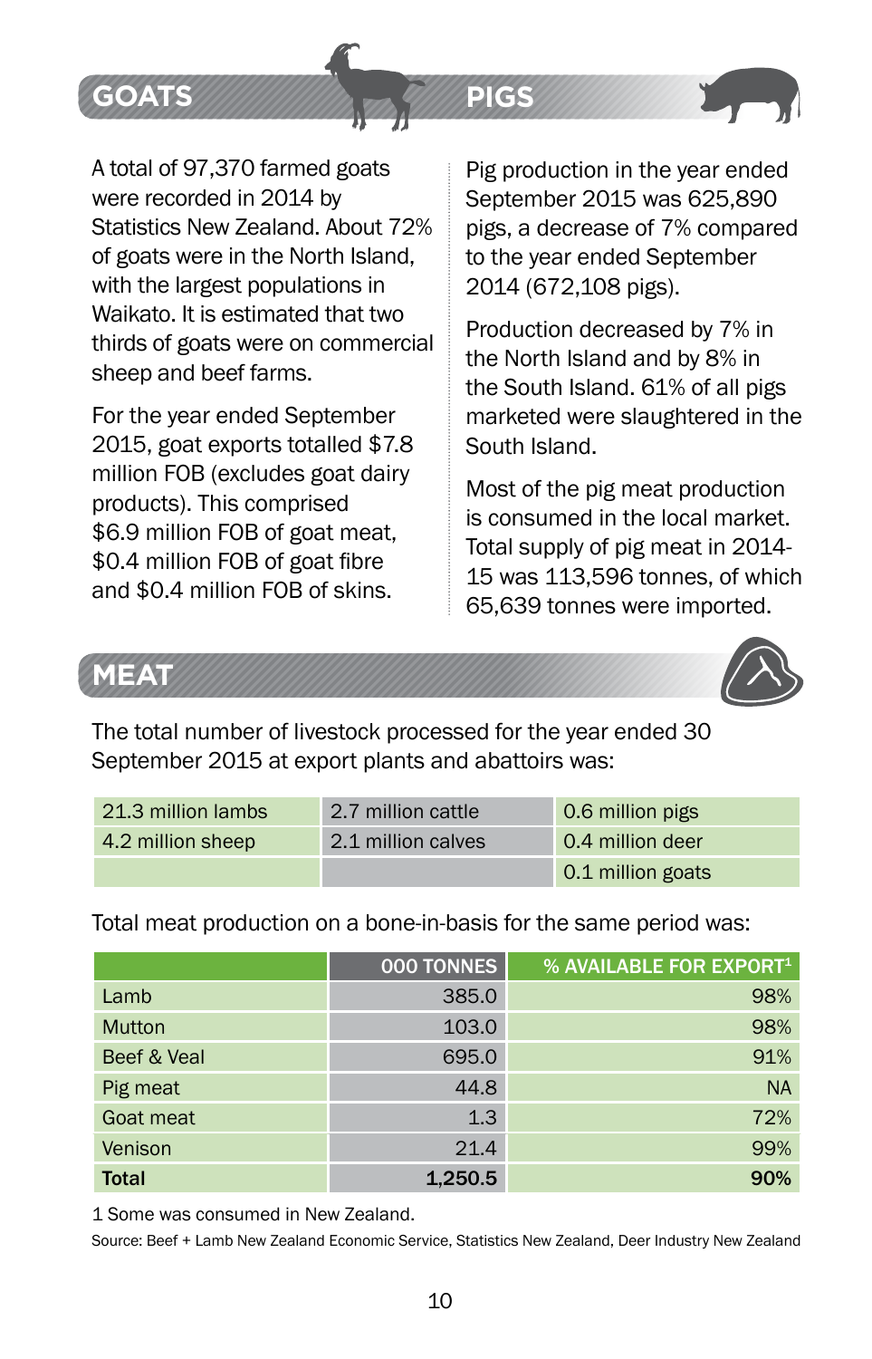## GOATS

A total of 97,370 farmed goats were recorded in 2014 by Statistics New Zealand. About 72% of goats were in the North Island, with the largest populations in Waikato. It is estimated that two thirds of goats were on commercial sheep and beef farms.

For the year ended September 2015, goat exports totalled $7.8 million FOB (excludes goat dairy products). This comprised $6.9 million FOB of goat meat, $0.4 million FOB of goat fibre and $0.4 million FOB of skins.

## PIGS

Pig production in the year ended September 2015 was 625,890 pigs, a decrease of 7% compared to the year ended September 2014 (672,108 pigs).

Production decreased by 7% in the North Island and by 8% in the South Island. 61% of all pigs marketed were slaughtered in the South Island.

Most of the pig meat production is consumed in the local market. Total supply of pig meat in 2014-15 was 113,596 tonnes, of which 65,639 tonnes were imported.

## MEAT

The total number of livestock processed for the year ended 30 September 2015 at export plants and abattoirs was:

| | | |
|---|---|---|
| 21.3 million lambs | 2.7 million cattle | 0.6 million pigs |
| 4.2 million sheep | 2.1 million calves | 0.4 million deer |
| | | 0.1 million goats |

Total meat production on a bone-in-basis for the same period was:

| | 000 TONNES | % AVAILABLE FOR EXPORT[1] |
|---|---|---|
| Lamb | 385.0 | 98% |
| Mutton | 103.0 | 98% |
| Beef & Veal | 695.0 | 91% |
| Pig meat | 44.8 | NA |
| Goat meat | 1.3 | 72% |
| Venison | 21.4 | 99% |
| **Total** | **1,250.5** | **90%** |

1 Some was consumed in New Zealand.

Source: Beef + Lamb New Zealand Economic Service, Statistics New Zealand, Deer Industry New Zealand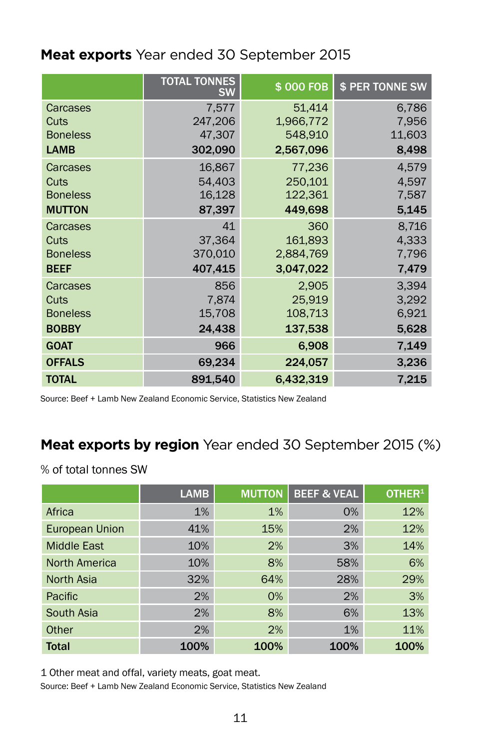## **Meat exports** Year ended 30 September 2015

| | TOTAL TONNES SW | $ 000 FOB | $ PER TONNE SW |
|---|---|---|---|
| Carcases | 7,577 | 51,414 | 6,786 |
| Cuts | 247,206 | 1,966,772 | 7,956 |
| Boneless | 47,307 | 548,910 | 11,603 |
| **LAMB** | **302,090** | **2,567,096** | **8,498** |
| Carcases | 16,867 | 77,236 | 4,579 |
| Cuts | 54,403 | 250,101 | 4,597 |
| Boneless | 16,128 | 122,361 | 7,587 |
| **MUTTON** | **87,397** | **449,698** | **5,145** |
| Carcases | 41 | 360 | 8,716 |
| Cuts | 37,364 | 161,893 | 4,333 |
| Boneless | 370,010 | 2,884,769 | 7,796 |
| **BEEF** | **407,415** | **3,047,022** | **7,479** |
| Carcases | 856 | 2,905 | 3,394 |
| Cuts | 7,874 | 25,919 | 3,292 |
| Boneless | 15,708 | 108,713 | 6,921 |
| **BOBBY** | **24,438** | **137,538** | **5,628** |
| **GOAT** | **966** | **6,908** | **7,149** |
| **OFFALS** | **69,234** | **224,057** | **3,236** |
| **TOTAL** | **891,540** | **6,432,319** | **7,215** |

Source: Beef + Lamb New Zealand Economic Service, Statistics New Zealand

## **Meat exports by region** Year ended 30 September 2015 (%)

% of total tonnes SW

| | LAMB | MUTTON | BEEF & VEAL | OTHER[1] |
|---|---|---|---|---|
| Africa | 1% | 1% | 0% | 12% |
| European Union | 41% | 15% | 2% | 12% |
| Middle East | 10% | 2% | 3% | 14% |
| North America | 10% | 8% | 58% | 6% |
| North Asia | 32% | 64% | 28% | 29% |
| Pacific | 2% | 0% | 2% | 3% |
| South Asia | 2% | 8% | 6% | 13% |
| Other | 2% | 2% | 1% | 11% |
| **Total** | **100%** | **100%** | **100%** | **100%** |

1 Other meat and offal, variety meats, goat meat.

Source: Beef + Lamb New Zealand Economic Service, Statistics New Zealand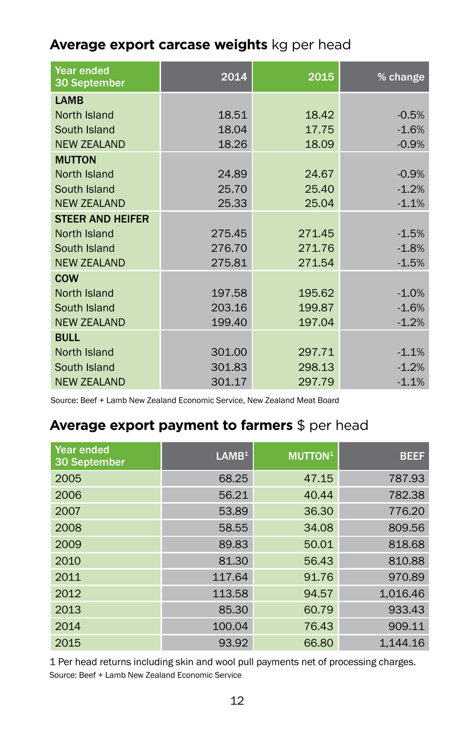## **Average export carcase weights** kg per head

| Year ended 30 September | 2014 | 2015 | % change |
|---|---|---|---|
| **LAMB** | | | |
| North Island | 18.51 | 18.42 | -0.5% |
| South Island | 18.04 | 17.75 | -1.6% |
| NEW ZEALAND | 18.26 | 18.09 | -0.9% |
| **MUTTON** | | | |
| North Island | 24.89 | 24.67 | -0.9% |
| South Island | 25.70 | 25.40 | -1.2% |
| NEW ZEALAND | 25.33 | 25.04 | -1.1% |
| **STEER AND HEIFER** | | | |
| North Island | 275.45 | 271.45 | -1.5% |
| South Island | 276.70 | 271.76 | -1.8% |
| NEW ZEALAND | 275.81 | 271.54 | -1.5% |
| **COW** | | | |
| North Island | 197.58 | 195.62 | -1.0% |
| South Island | 203.16 | 199.87 | -1.6% |
| NEW ZEALAND | 199.40 | 197.04 | -1.2% |
| **BULL** | | | |
| North Island | 301.00 | 297.71 | -1.1% |
| South Island | 301.83 | 298.13 | -1.2% |
| NEW ZEALAND | 301.17 | 297.79 | -1.1% |

Source: Beef + Lamb New Zealand Economic Service, New Zealand Meat Board

## **Average export payment to farmers** $ per head

| Year ended 30 September | LAMB[1] | MUTTON[1] | BEEF |
|---|---|---|---|
| 2005 | 68.25 | 47.15 | 787.93 |
| 2006 | 56.21 | 40.44 | 782.38 |
| 2007 | 53.89 | 36.30 | 776.20 |
| 2008 | 58.55 | 34.08 | 809.56 |
| 2009 | 89.83 | 50.01 | 818.68 |
| 2010 | 81.30 | 56.43 | 810.88 |
| 2011 | 117.64 | 91.76 | 970.89 |
| 2012 | 113.58 | 94.57 | 1,016.46 |
| 2013 | 85.30 | 60.79 | 933.43 |
| 2014 | 100.04 | 76.43 | 909.11 |
| 2015 | 93.92 | 66.80 | 1,144.16 |

1 Per head returns including skin and wool pull payments net of processing charges.

Source: Beef + Lamb New Zealand Economic Service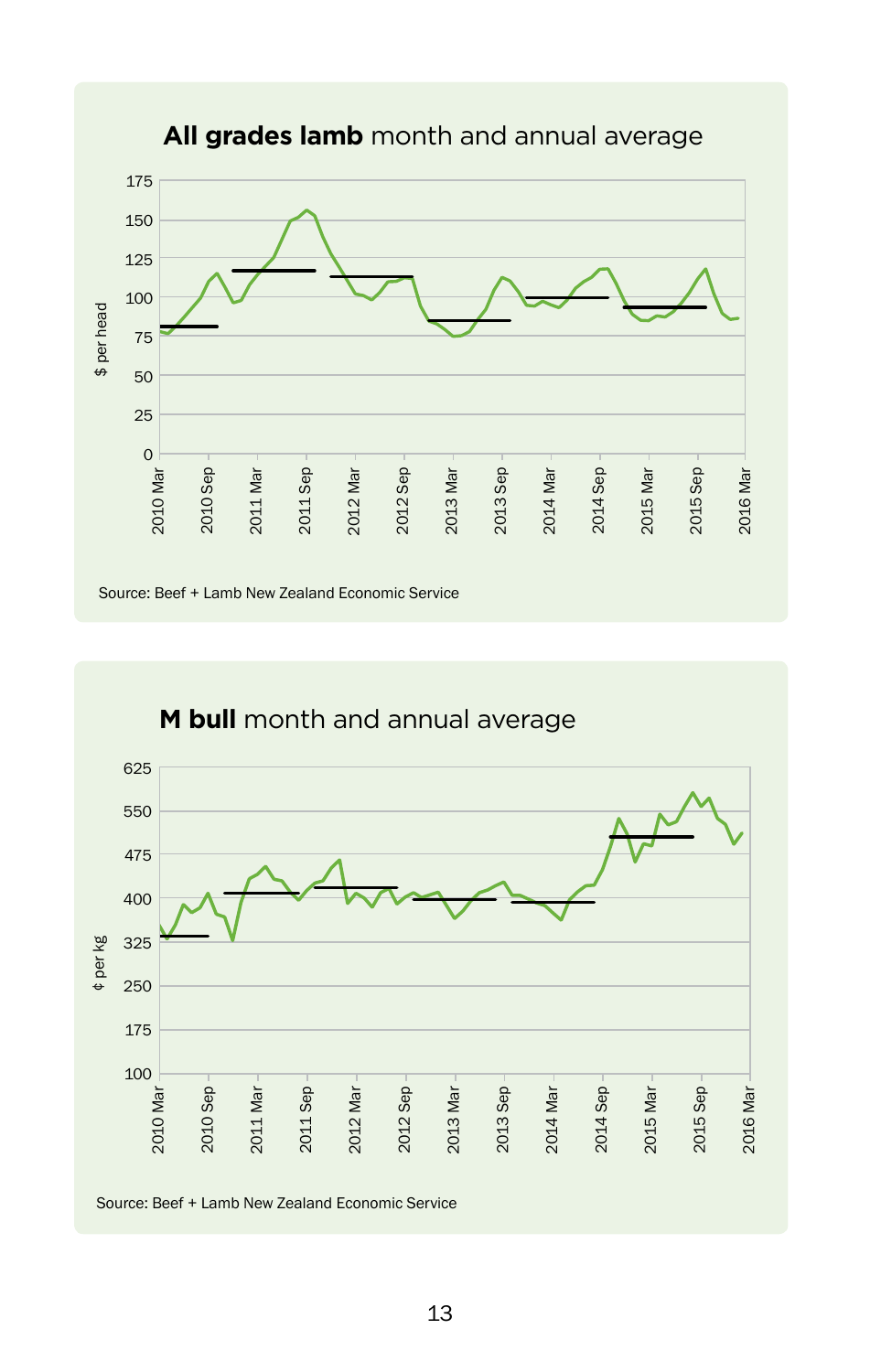## **All grades lamb** month and annual average

$ per head

Source: Beef + Lamb New Zealand Economic Service

## **M bull** month and annual average

¢ per kg

Source: Beef + Lamb New Zealand Economic Service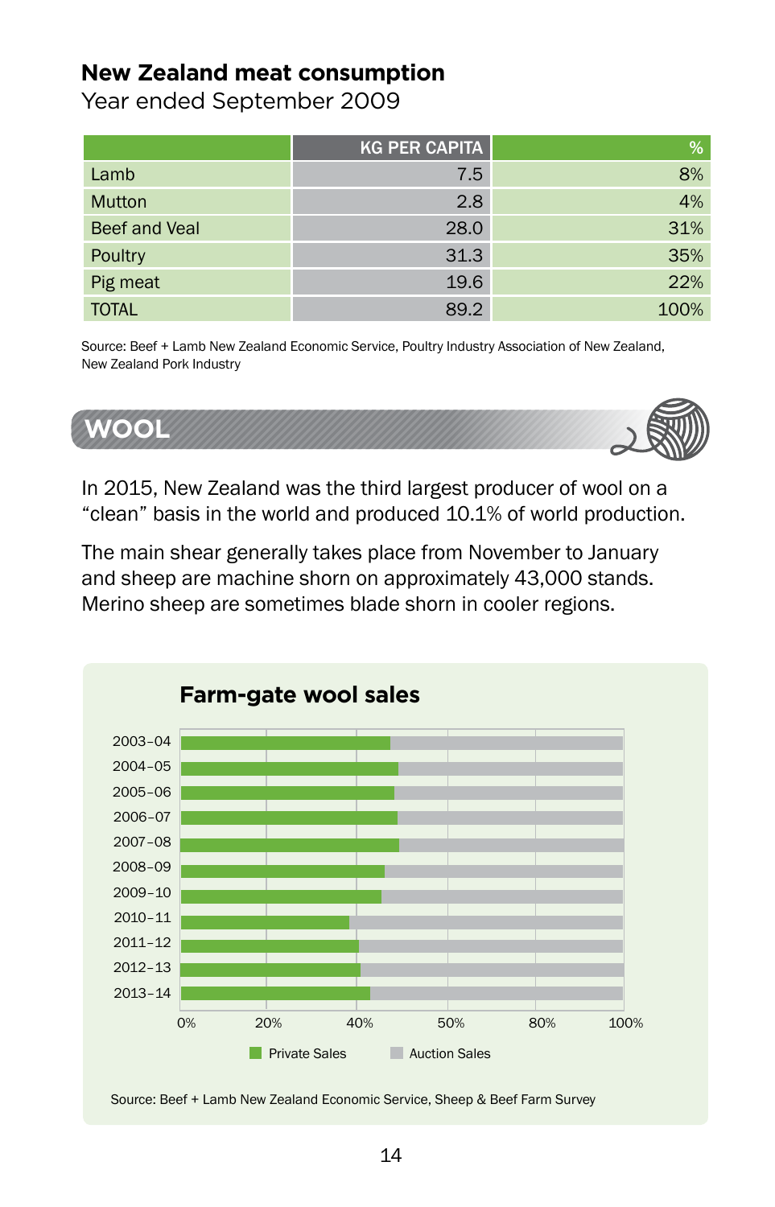## New Zealand meat consumption

Year ended September 2009

| | KG PER CAPITA | % |
|---|---|---|
| Lamb | 7.5 | 8% |
| Mutton | 2.8 | 4% |
| Beef and Veal | 28.0 | 31% |
| Poultry | 31.3 | 35% |
| Pig meat | 19.6 | 22% |
| TOTAL | 89.2 | 100% |

Source: Beef + Lamb New Zealand Economic Service, Poultry Industry Association of New Zealand, New Zealand Pork Industry

## WOOL

In 2015, New Zealand was the third largest producer of wool on a "clean" basis in the world and produced 10.1% of world production.

The main shear generally takes place from November to January and sheep are machine shorn on approximately 43,000 stands. Merino sheep are sometimes blade shorn in cooler regions.

### Farm-gate wool sales

Years: 2003–04, 2004–05, 2005–06, 2006–07, 2007–08, 2008–09, 2009–10, 2010–11, 2011–12, 2012–13, 2013–14

Axis: 0%, 20%, 40%, 50%, 80%, 100%

Legend: Private Sales, Auction Sales

Source: Beef + Lamb New Zealand Economic Service, Sheep & Beef Farm Survey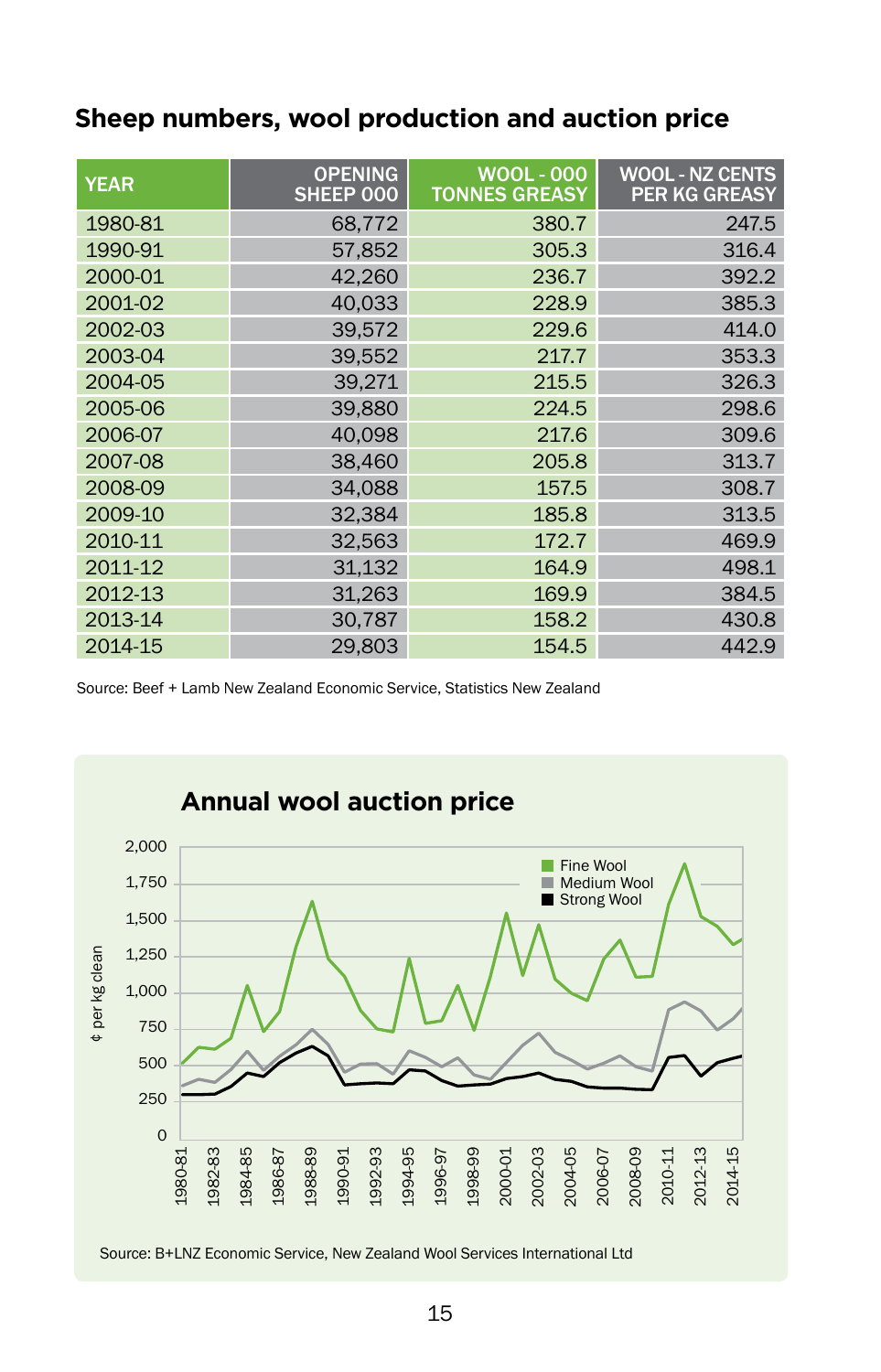## Sheep numbers, wool production and auction price

| YEAR | OPENING SHEEP 000 | WOOL - 000 TONNES GREASY | WOOL - NZ CENTS PER KG GREASY |
|---|---|---|---|
| 1980-81 | 68,772 | 380.7 | 247.5 |
| 1990-91 | 57,852 | 305.3 | 316.4 |
| 2000-01 | 42,260 | 236.7 | 392.2 |
| 2001-02 | 40,033 | 228.9 | 385.3 |
| 2002-03 | 39,572 | 229.6 | 414.0 |
| 2003-04 | 39,552 | 217.7 | 353.3 |
| 2004-05 | 39,271 | 215.5 | 326.3 |
| 2005-06 | 39,880 | 224.5 | 298.6 |
| 2006-07 | 40,098 | 217.6 | 309.6 |
| 2007-08 | 38,460 | 205.8 | 313.7 |
| 2008-09 | 34,088 | 157.5 | 308.7 |
| 2009-10 | 32,384 | 185.8 | 313.5 |
| 2010-11 | 32,563 | 172.7 | 469.9 |
| 2011-12 | 31,132 | 164.9 | 498.1 |
| 2012-13 | 31,263 | 169.9 | 384.5 |
| 2013-14 | 30,787 | 158.2 | 430.8 |
| 2014-15 | 29,803 | 154.5 | 442.9 |

Source: Beef + Lamb New Zealand Economic Service, Statistics New Zealand

### Annual wool auction price

Source: B+LNZ Economic Service, New Zealand Wool Services International Ltd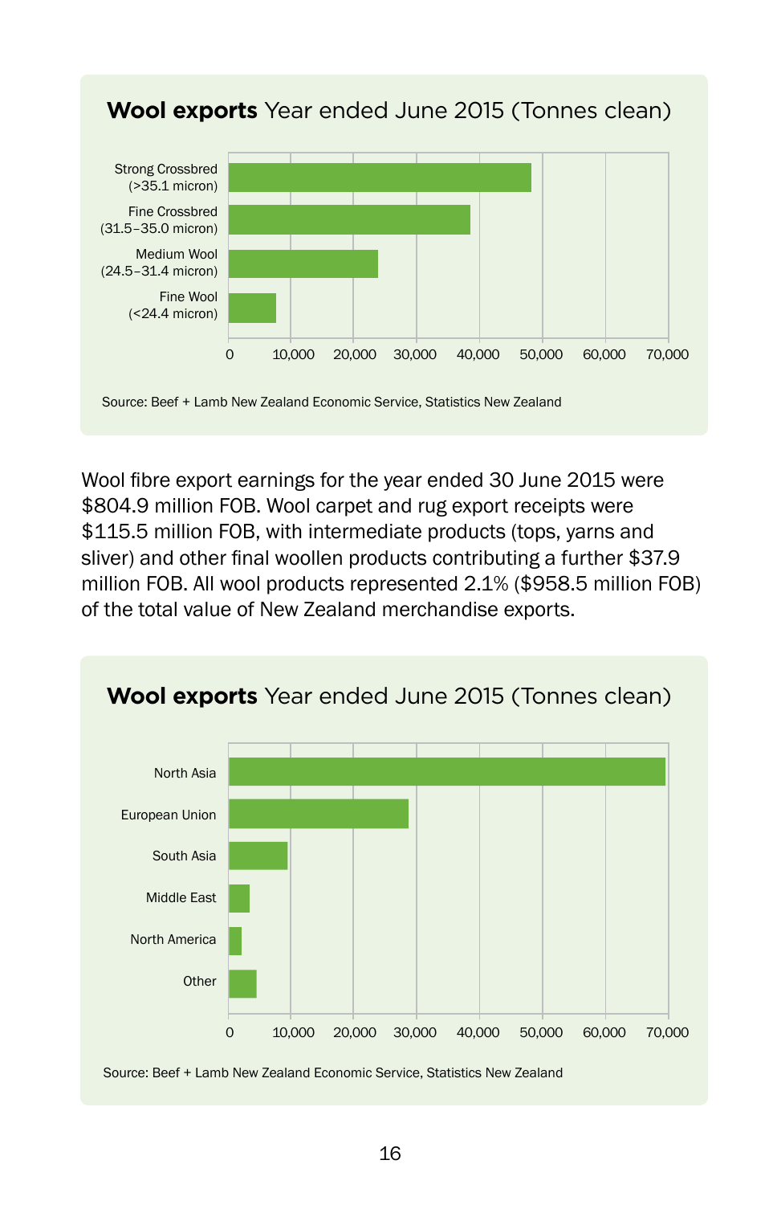**Wool exports** Year ended June 2015 (Tonnes clean)

Strong Crossbred (>35.1 micron)
Fine Crossbred (31.5–35.0 micron)
Medium Wool (24.5–31.4 micron)
Fine Wool (<24.4 micron)

0 10,000 20,000 30,000 40,000 50,000 60,000 70,000

Source: Beef + Lamb New Zealand Economic Service, Statistics New Zealand

Wool fibre export earnings for the year ended 30 June 2015 were $804.9 million FOB. Wool carpet and rug export receipts were $115.5 million FOB, with intermediate products (tops, yarns and sliver) and other final woollen products contributing a further $37.9 million FOB. All wool products represented 2.1% ($958.5 million FOB) of the total value of New Zealand merchandise exports.

**Wool exports** Year ended June 2015 (Tonnes clean)

North Asia
European Union
South Asia
Middle East
North America
Other

0 10,000 20,000 30,000 40,000 50,000 60,000 70,000

Source: Beef + Lamb New Zealand Economic Service, Statistics New Zealand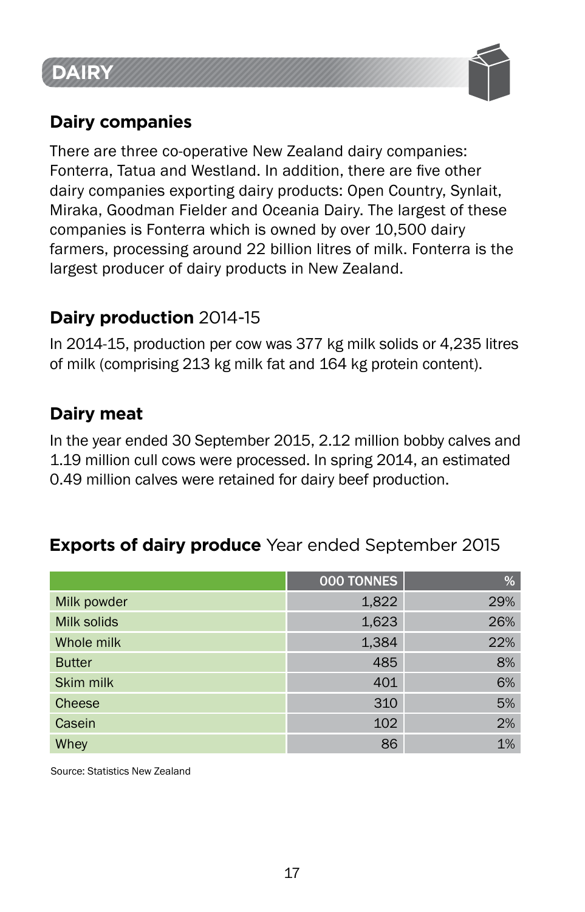# DAIRY

## Dairy companies

There are three co-operative New Zealand dairy companies: Fonterra, Tatua and Westland. In addition, there are five other dairy companies exporting dairy products: Open Country, Synlait, Miraka, Goodman Fielder and Oceania Dairy. The largest of these companies is Fonterra which is owned by over 10,500 dairy farmers, processing around 22 billion litres of milk. Fonterra is the largest producer of dairy products in New Zealand.

## Dairy production 2014-15

In 2014-15, production per cow was 377 kg milk solids or 4,235 litres of milk (comprising 213 kg milk fat and 164 kg protein content).

## Dairy meat

In the year ended 30 September 2015, 2.12 million bobby calves and 1.19 million cull cows were processed. In spring 2014, an estimated 0.49 million calves were retained for dairy beef production.

## Exports of dairy produce Year ended September 2015

| | 000 TONNES | % |
|---|---|---|
| Milk powder | 1,822 | 29% |
| Milk solids | 1,623 | 26% |
| Whole milk | 1,384 | 22% |
| Butter | 485 | 8% |
| Skim milk | 401 | 6% |
| Cheese | 310 | 5% |
| Casein | 102 | 2% |
| Whey | 86 | 1% |

Source: Statistics New Zealand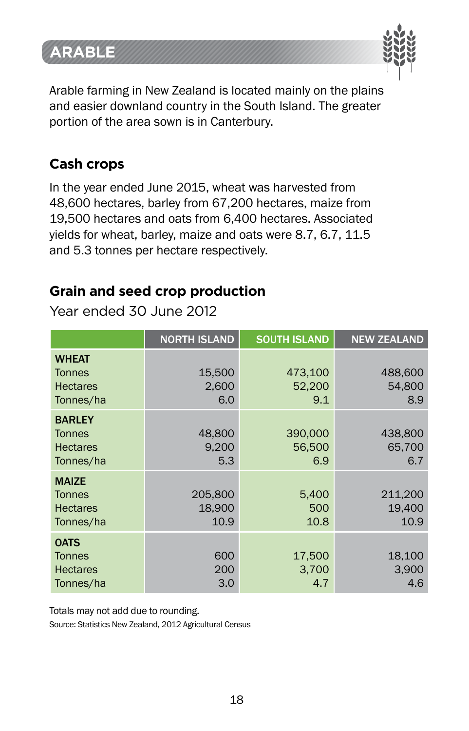# ARABLE

Arable farming in New Zealand is located mainly on the plains and easier downland country in the South Island. The greater portion of the area sown is in Canterbury.

## Cash crops

In the year ended June 2015, wheat was harvested from 48,600 hectares, barley from 67,200 hectares, maize from 19,500 hectares and oats from 6,400 hectares. Associated yields for wheat, barley, maize and oats were 8.7, 6.7, 11.5 and 5.3 tonnes per hectare respectively.

## Grain and seed crop production

Year ended 30 June 2012

| | NORTH ISLAND | SOUTH ISLAND | NEW ZEALAND |
|---|---|---|---|
| **WHEAT** | | | |
| Tonnes | 15,500 | 473,100 | 488,600 |
| Hectares | 2,600 | 52,200 | 54,800 |
| Tonnes/ha | 6.0 | 9.1 | 8.9 |
| **BARLEY** | | | |
| Tonnes | 48,800 | 390,000 | 438,800 |
| Hectares | 9,200 | 56,500 | 65,700 |
| Tonnes/ha | 5.3 | 6.9 | 6.7 |
| **MAIZE** | | | |
| Tonnes | 205,800 | 5,400 | 211,200 |
| Hectares | 18,900 | 500 | 19,400 |
| Tonnes/ha | 10.9 | 10.8 | 10.9 |
| **OATS** | | | |
| Tonnes | 600 | 17,500 | 18,100 |
| Hectares | 200 | 3,700 | 3,900 |
| Tonnes/ha | 3.0 | 4.7 | 4.6 |

Totals may not add due to rounding.

Source: Statistics New Zealand, 2012 Agricultural Census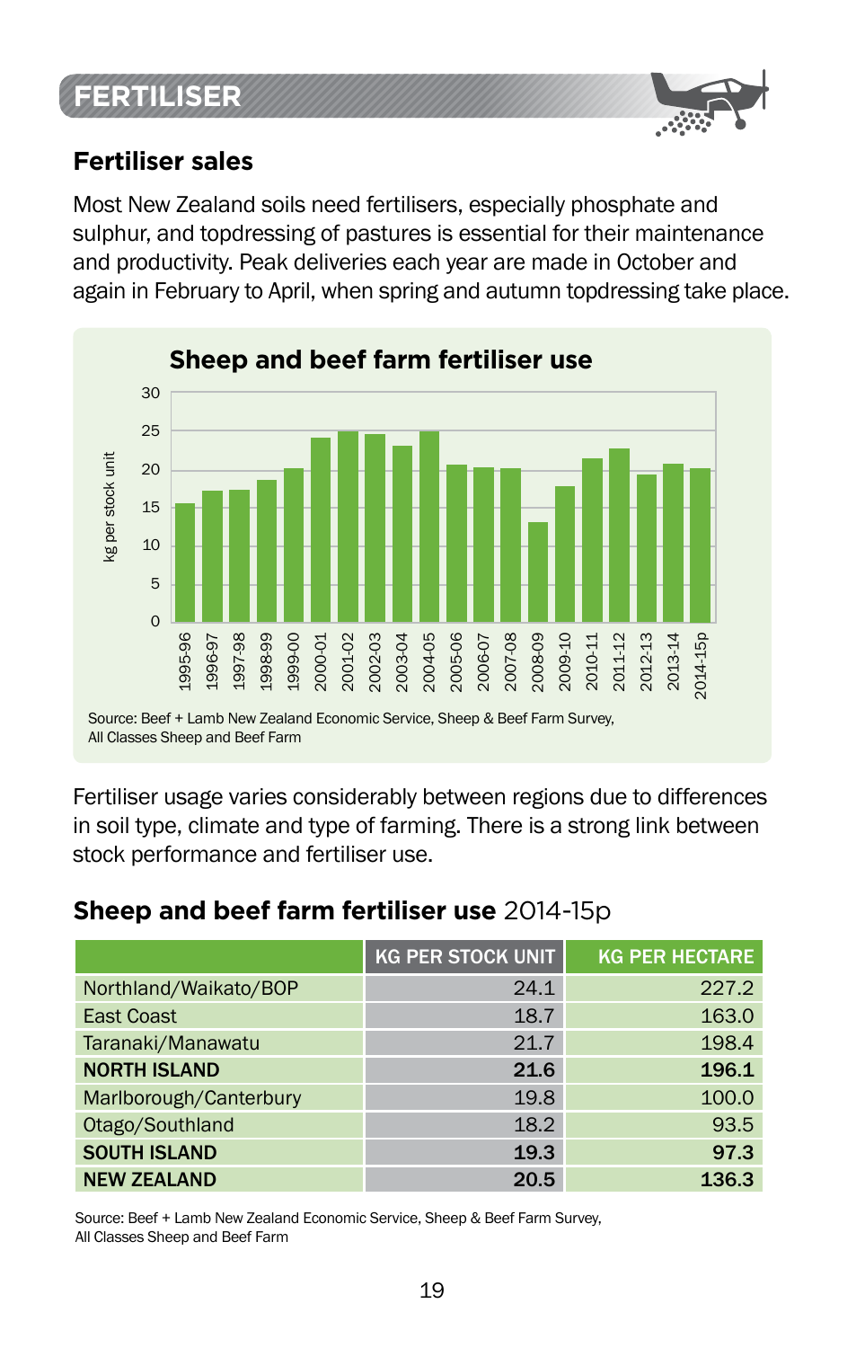# FERTILISER

## Fertiliser sales

Most New Zealand soils need fertilisers, especially phosphate and sulphur, and topdressing of pastures is essential for their maintenance and productivity. Peak deliveries each year are made in October and again in February to April, when spring and autumn topdressing take place.

### Sheep and beef farm fertiliser use

Source: Beef + Lamb New Zealand Economic Service, Sheep & Beef Farm Survey, All Classes Sheep and Beef Farm

Fertiliser usage varies considerably between regions due to differences in soil type, climate and type of farming. There is a strong link between stock performance and fertiliser use.

### Sheep and beef farm fertiliser use 2014-15p

| | KG PER STOCK UNIT | KG PER HECTARE |
|---|---|---|
| Northland/Waikato/BOP | 24.1 | 227.2 |
| East Coast | 18.7 | 163.0 |
| Taranaki/Manawatu | 21.7 | 198.4 |
| **NORTH ISLAND** | **21.6** | **196.1** |
| Marlborough/Canterbury | 19.8 | 100.0 |
| Otago/Southland | 18.2 | 93.5 |
| **SOUTH ISLAND** | **19.3** | **97.3** |
| **NEW ZEALAND** | **20.5** | **136.3** |

Source: Beef + Lamb New Zealand Economic Service, Sheep & Beef Farm Survey, All Classes Sheep and Beef Farm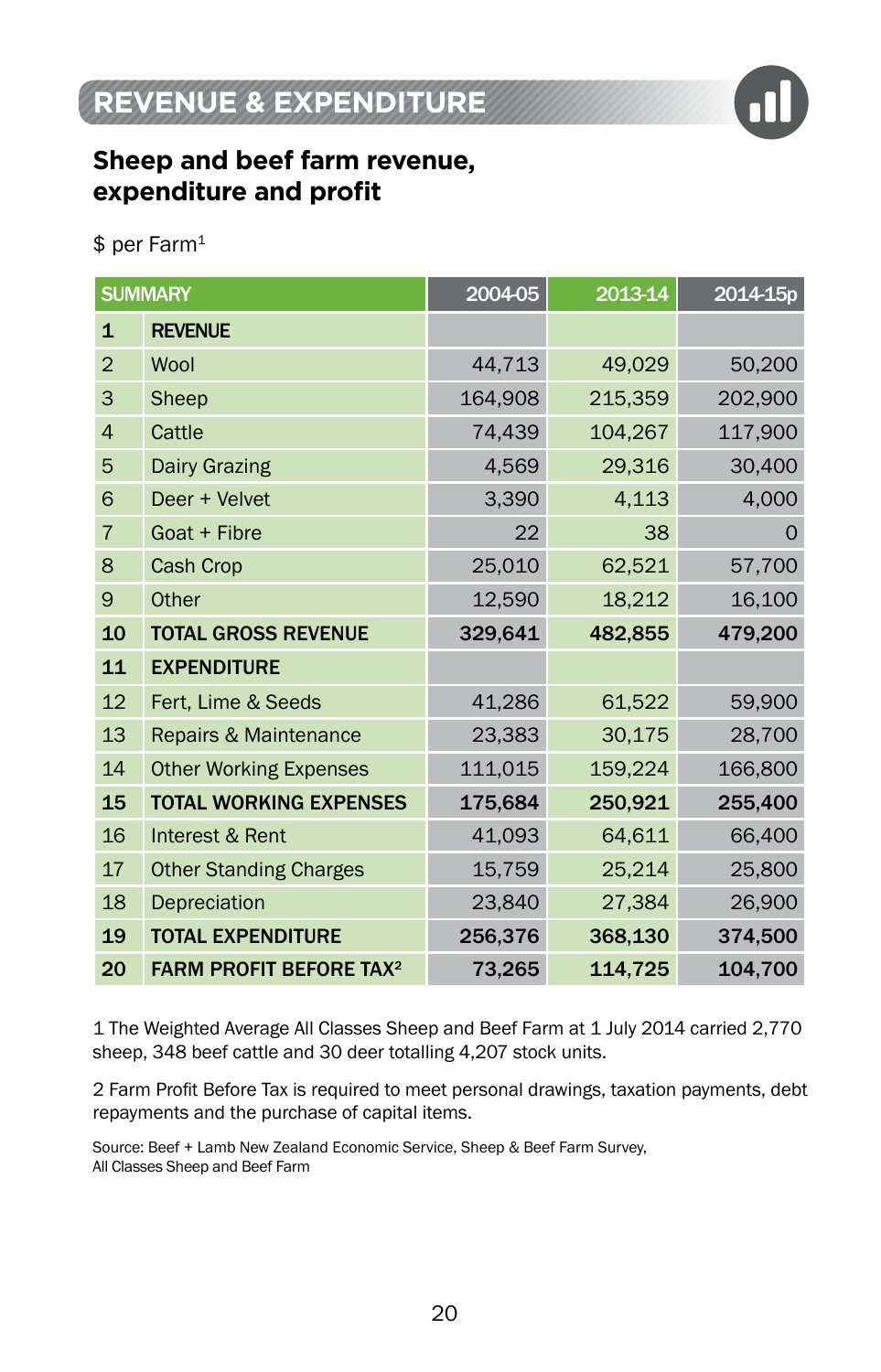# REVENUE & EXPENDITURE

## Sheep and beef farm revenue, expenditure and profit

$ per Farm[1]

| SUMMARY | | 2004-05 | 2013-14 | 2014-15p |
|---|---|---|---|---|
| **1** | **REVENUE** | | | |
| 2 | Wool | 44,713 | 49,029 | 50,200 |
| 3 | Sheep | 164,908 | 215,359 | 202,900 |
| 4 | Cattle | 74,439 | 104,267 | 117,900 |
| 5 | Dairy Grazing | 4,569 | 29,316 | 30,400 |
| 6 | Deer + Velvet | 3,390 | 4,113 | 4,000 |
| 7 | Goat + Fibre | 22 | 38 | 0 |
| 8 | Cash Crop | 25,010 | 62,521 | 57,700 |
| 9 | Other | 12,590 | 18,212 | 16,100 |
| **10** | **TOTAL GROSS REVENUE** | **329,641** | **482,855** | **479,200** |
| **11** | **EXPENDITURE** | | | |
| 12 | Fert, Lime & Seeds | 41,286 | 61,522 | 59,900 |
| 13 | Repairs & Maintenance | 23,383 | 30,175 | 28,700 |
| 14 | Other Working Expenses | 111,015 | 159,224 | 166,800 |
| **15** | **TOTAL WORKING EXPENSES** | **175,684** | **250,921** | **255,400** |
| 16 | Interest & Rent | 41,093 | 64,611 | 66,400 |
| 17 | Other Standing Charges | 15,759 | 25,214 | 25,800 |
| 18 | Depreciation | 23,840 | 27,384 | 26,900 |
| **19** | **TOTAL EXPENDITURE** | **256,376** | **368,130** | **374,500** |
| **20** | **FARM PROFIT BEFORE TAX[2]** | **73,265** | **114,725** | **104,700** |

1 The Weighted Average All Classes Sheep and Beef Farm at 1 July 2014 carried 2,770 sheep, 348 beef cattle and 30 deer totalling 4,207 stock units.

2 Farm Profit Before Tax is required to meet personal drawings, taxation payments, debt repayments and the purchase of capital items.

Source: Beef + Lamb New Zealand Economic Service, Sheep & Beef Farm Survey, All Classes Sheep and Beef Farm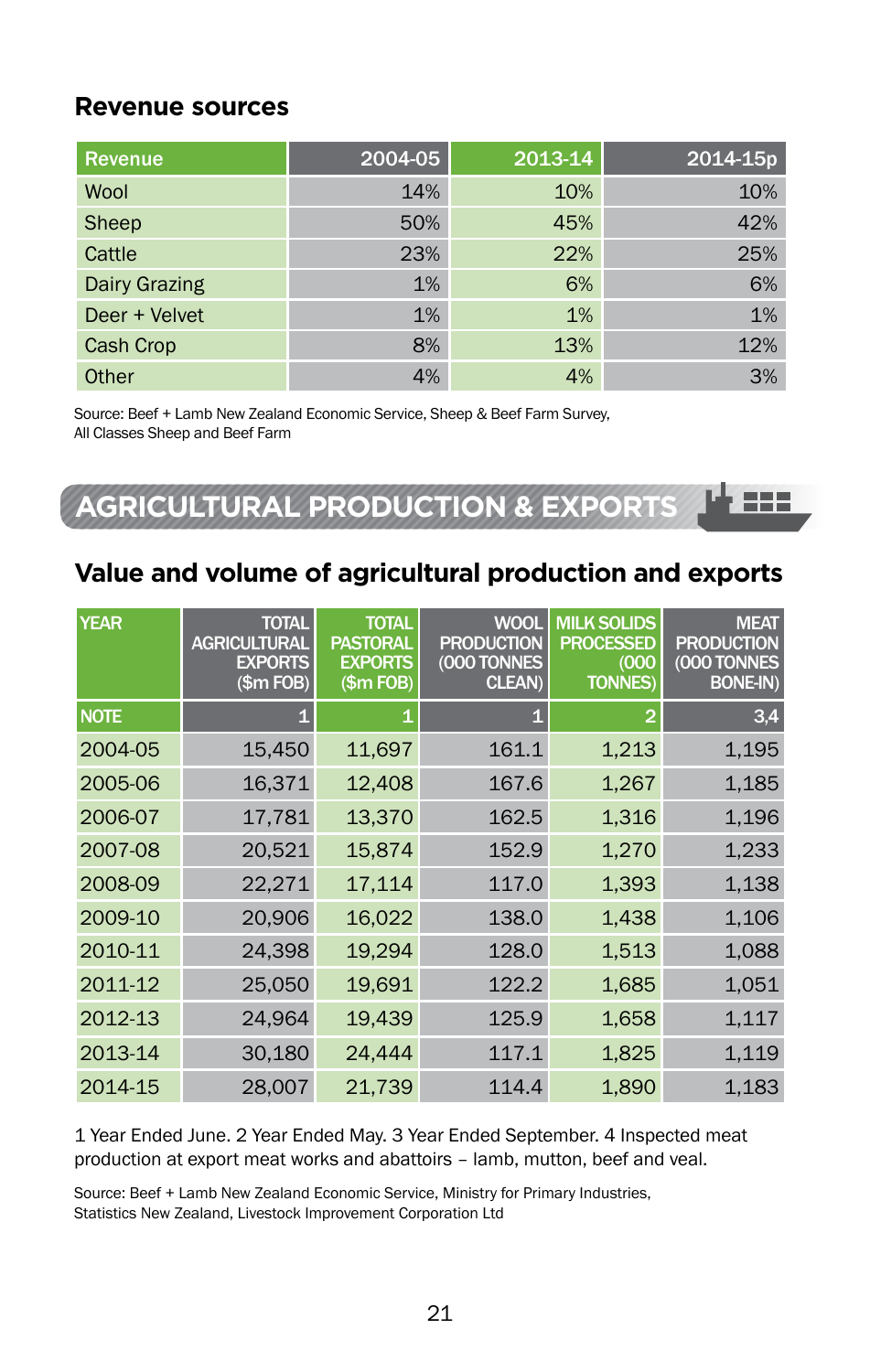## Revenue sources

| Revenue | 2004-05 | 2013-14 | 2014-15p |
|---|---|---|---|
| Wool | 14% | 10% | 10% |
| Sheep | 50% | 45% | 42% |
| Cattle | 23% | 22% | 25% |
| Dairy Grazing | 1% | 6% | 6% |
| Deer + Velvet | 1% | 1% | 1% |
| Cash Crop | 8% | 13% | 12% |
| Other | 4% | 4% | 3% |

Source: Beef + Lamb New Zealand Economic Service, Sheep & Beef Farm Survey, All Classes Sheep and Beef Farm

# AGRICULTURAL PRODUCTION & EXPORTS

## Value and volume of agricultural production and exports

| YEAR | TOTAL AGRICULTURAL EXPORTS ($m FOB) | TOTAL PASTORAL EXPORTS ($m FOB) | WOOL PRODUCTION (000 TONNES CLEAN) | MILK SOLIDS PROCESSED (000 TONNES) | MEAT PRODUCTION (000 TONNES BONE-IN) |
|---|---|---|---|---|---|
| NOTE | 1 | 1 | 1 | 2 | 3,4 |
| 2004-05 | 15,450 | 11,697 | 161.1 | 1,213 | 1,195 |
| 2005-06 | 16,371 | 12,408 | 167.6 | 1,267 | 1,185 |
| 2006-07 | 17,781 | 13,370 | 162.5 | 1,316 | 1,196 |
| 2007-08 | 20,521 | 15,874 | 152.9 | 1,270 | 1,233 |
| 2008-09 | 22,271 | 17,114 | 117.0 | 1,393 | 1,138 |
| 2009-10 | 20,906 | 16,022 | 138.0 | 1,438 | 1,106 |
| 2010-11 | 24,398 | 19,294 | 128.0 | 1,513 | 1,088 |
| 2011-12 | 25,050 | 19,691 | 122.2 | 1,685 | 1,051 |
| 2012-13 | 24,964 | 19,439 | 125.9 | 1,658 | 1,117 |
| 2013-14 | 30,180 | 24,444 | 117.1 | 1,825 | 1,119 |
| 2014-15 | 28,007 | 21,739 | 114.4 | 1,890 | 1,183 |

1 Year Ended June. 2 Year Ended May. 3 Year Ended September. 4 Inspected meat production at export meat works and abattoirs – lamb, mutton, beef and veal.

Source: Beef + Lamb New Zealand Economic Service, Ministry for Primary Industries, Statistics New Zealand, Livestock Improvement Corporation Ltd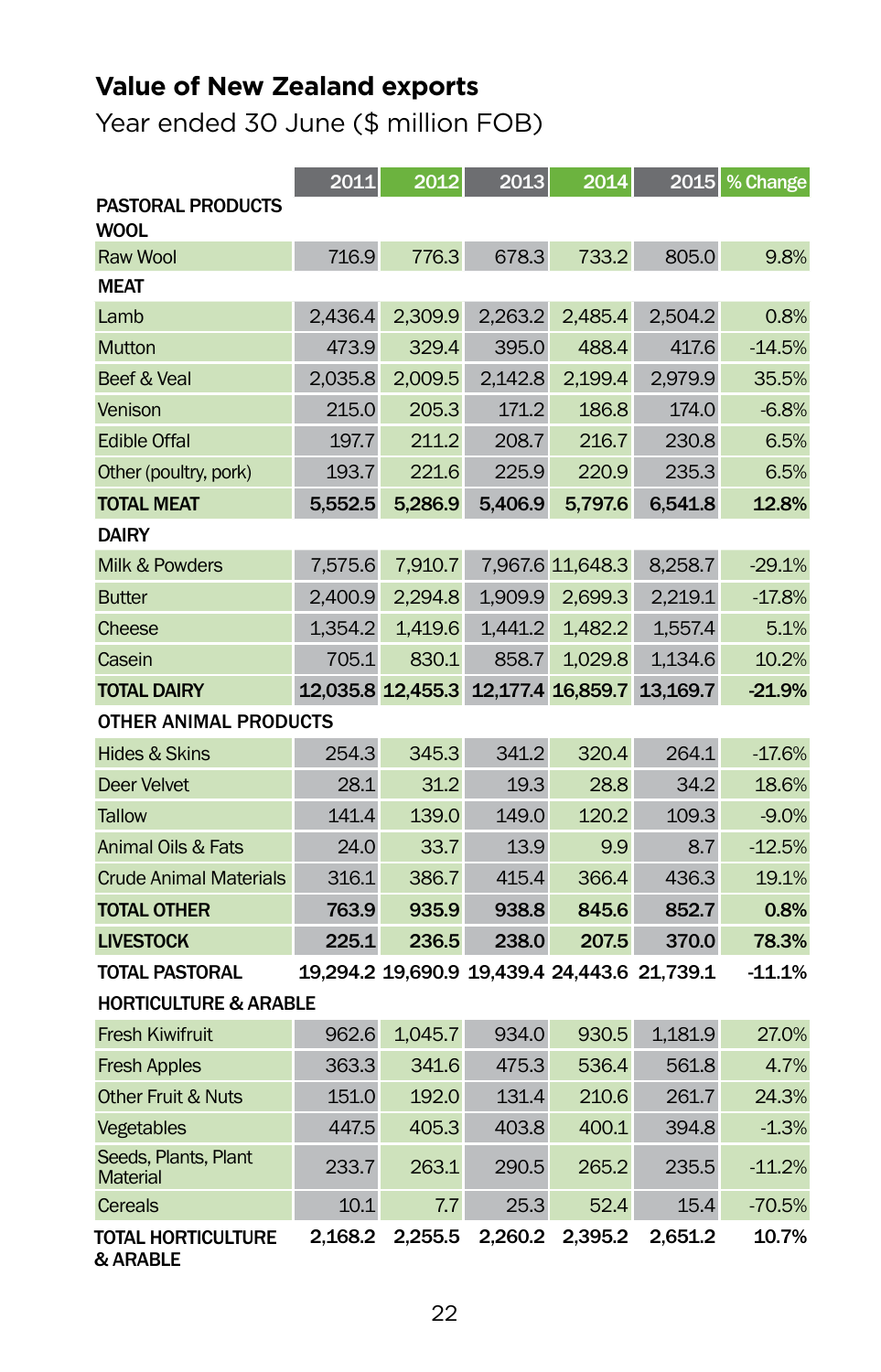## Value of New Zealand exports

Year ended 30 June ($ million FOB)

| | 2011 | 2012 | 2013 | 2014 | 2015 | % Change |
|---|---|---|---|---|---|---|
| **PASTORAL PRODUCTS** | | | | | | |
| **WOOL** | | | | | | |
| Raw Wool | 716.9 | 776.3 | 678.3 | 733.2 | 805.0 | 9.8% |
| **MEAT** | | | | | | |
| Lamb | 2,436.4 | 2,309.9 | 2,263.2 | 2,485.4 | 2,504.2 | 0.8% |
| Mutton | 473.9 | 329.4 | 395.0 | 488.4 | 417.6 | -14.5% |
| Beef & Veal | 2,035.8 | 2,009.5 | 2,142.8 | 2,199.4 | 2,979.9 | 35.5% |
| Venison | 215.0 | 205.3 | 171.2 | 186.8 | 174.0 | -6.8% |
| Edible Offal | 197.7 | 211.2 | 208.7 | 216.7 | 230.8 | 6.5% |
| Other (poultry, pork) | 193.7 | 221.6 | 225.9 | 220.9 | 235.3 | 6.5% |
| **TOTAL MEAT** | **5,552.5** | **5,286.9** | **5,406.9** | **5,797.6** | **6,541.8** | **12.8%** |
| **DAIRY** | | | | | | |
| Milk & Powders | 7,575.6 | 7,910.7 | 7,967.6 | 11,648.3 | 8,258.7 | -29.1% |
| Butter | 2,400.9 | 2,294.8 | 1,909.9 | 2,699.3 | 2,219.1 | -17.8% |
| Cheese | 1,354.2 | 1,419.6 | 1,441.2 | 1,482.2 | 1,557.4 | 5.1% |
| Casein | 705.1 | 830.1 | 858.7 | 1,029.8 | 1,134.6 | 10.2% |
| **TOTAL DAIRY** | **12,035.8** | **12,455.3** | **12,177.4** | **16,859.7** | **13,169.7** | **-21.9%** |
| **OTHER ANIMAL PRODUCTS** | | | | | | |
| Hides & Skins | 254.3 | 345.3 | 341.2 | 320.4 | 264.1 | -17.6% |
| Deer Velvet | 28.1 | 31.2 | 19.3 | 28.8 | 34.2 | 18.6% |
| Tallow | 141.4 | 139.0 | 149.0 | 120.2 | 109.3 | -9.0% |
| Animal Oils & Fats | 24.0 | 33.7 | 13.9 | 9.9 | 8.7 | -12.5% |
| Crude Animal Materials | 316.1 | 386.7 | 415.4 | 366.4 | 436.3 | 19.1% |
| **TOTAL OTHER** | **763.9** | **935.9** | **938.8** | **845.6** | **852.7** | **0.8%** |
| **LIVESTOCK** | **225.1** | **236.5** | **238.0** | **207.5** | **370.0** | **78.3%** |
| **TOTAL PASTORAL** | **19,294.2** | **19,690.9** | **19,439.4** | **24,443.6** | **21,739.1** | **-11.1%** |
| **HORTICULTURE & ARABLE** | | | | | | |
| Fresh Kiwifruit | 962.6 | 1,045.7 | 934.0 | 930.5 | 1,181.9 | 27.0% |
| Fresh Apples | 363.3 | 341.6 | 475.3 | 536.4 | 561.8 | 4.7% |
| Other Fruit & Nuts | 151.0 | 192.0 | 131.4 | 210.6 | 261.7 | 24.3% |
| Vegetables | 447.5 | 405.3 | 403.8 | 400.1 | 394.8 | -1.3% |
| Seeds, Plants, Plant Material | 233.7 | 263.1 | 290.5 | 265.2 | 235.5 | -11.2% |
| Cereals | 10.1 | 7.7 | 25.3 | 52.4 | 15.4 | -70.5% |
| **TOTAL HORTICULTURE & ARABLE** | **2,168.2** | **2,255.5** | **2,260.2** | **2,395.2** | **2,651.2** | **10.7%** |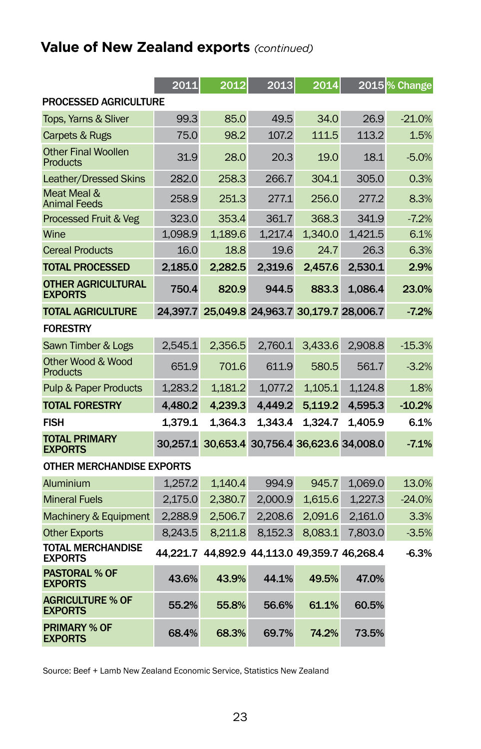## Value of New Zealand exports *(continued)*

| | 2011 | 2012 | 2013 | 2014 | 2015 | % Change |
|---|---|---|---|---|---|---|
| **PROCESSED AGRICULTURE** | | | | | | |
| Tops, Yarns & Sliver | 99.3 | 85.0 | 49.5 | 34.0 | 26.9 | -21.0% |
| Carpets & Rugs | 75.0 | 98.2 | 107.2 | 111.5 | 113.2 | 1.5% |
| Other Final Woollen Products | 31.9 | 28.0 | 20.3 | 19.0 | 18.1 | -5.0% |
| Leather/Dressed Skins | 282.0 | 258.3 | 266.7 | 304.1 | 305.0 | 0.3% |
| Meat Meal & Animal Feeds | 258.9 | 251.3 | 277.1 | 256.0 | 277.2 | 8.3% |
| Processed Fruit & Veg | 323.0 | 353.4 | 361.7 | 368.3 | 341.9 | -7.2% |
| Wine | 1,098.9 | 1,189.6 | 1,217.4 | 1,340.0 | 1,421.5 | 6.1% |
| Cereal Products | 16.0 | 18.8 | 19.6 | 24.7 | 26.3 | 6.3% |
| **TOTAL PROCESSED** | **2,185.0** | **2,282.5** | **2,319.6** | **2,457.6** | **2,530.1** | **2.9%** |
| **OTHER AGRICULTURAL EXPORTS** | **750.4** | **820.9** | **944.5** | **883.3** | **1,086.4** | **23.0%** |
| **TOTAL AGRICULTURE** | **24,397.7** | **25,049.8** | **24,963.7** | **30,179.7** | **28,006.7** | **-7.2%** |
| **FORESTRY** | | | | | | |
| Sawn Timber & Logs | 2,545.1 | 2,356.5 | 2,760.1 | 3,433.6 | 2,908.8 | -15.3% |
| Other Wood & Wood Products | 651.9 | 701.6 | 611.9 | 580.5 | 561.7 | -3.2% |
| Pulp & Paper Products | 1,283.2 | 1,181.2 | 1,077.2 | 1,105.1 | 1,124.8 | 1.8% |
| **TOTAL FORESTRY** | **4,480.2** | **4,239.3** | **4,449.2** | **5,119.2** | **4,595.3** | **-10.2%** |
| **FISH** | **1,379.1** | **1,364.3** | **1,343.4** | **1,324.7** | **1,405.9** | **6.1%** |
| **TOTAL PRIMARY EXPORTS** | **30,257.1** | **30,653.4** | **30,756.4** | **36,623.6** | **34,008.0** | **-7.1%** |
| **OTHER MERCHANDISE EXPORTS** | | | | | | |
| Aluminium | 1,257.2 | 1,140.4 | 994.9 | 945.7 | 1,069.0 | 13.0% |
| Mineral Fuels | 2,175.0 | 2,380.7 | 2,000.9 | 1,615.6 | 1,227.3 | -24.0% |
| Machinery & Equipment | 2,288.9 | 2,506.7 | 2,208.6 | 2,091.6 | 2,161.0 | 3.3% |
| Other Exports | 8,243.5 | 8,211.8 | 8,152.3 | 8,083.1 | 7,803.0 | -3.5% |
| **TOTAL MERCHANDISE EXPORTS** | **44,221.7** | **44,892.9** | **44,113.0** | **49,359.7** | **46,268.4** | -6.3% |
| **PASTORAL % OF EXPORTS** | **43.6%** | **43.9%** | **44.1%** | **49.5%** | **47.0%** | |
| **AGRICULTURE % OF EXPORTS** | **55.2%** | **55.8%** | **56.6%** | **61.1%** | **60.5%** | |
| **PRIMARY % OF EXPORTS** | **68.4%** | **68.3%** | **69.7%** | **74.2%** | **73.5%** | |

Source: Beef + Lamb New Zealand Economic Service, Statistics New Zealand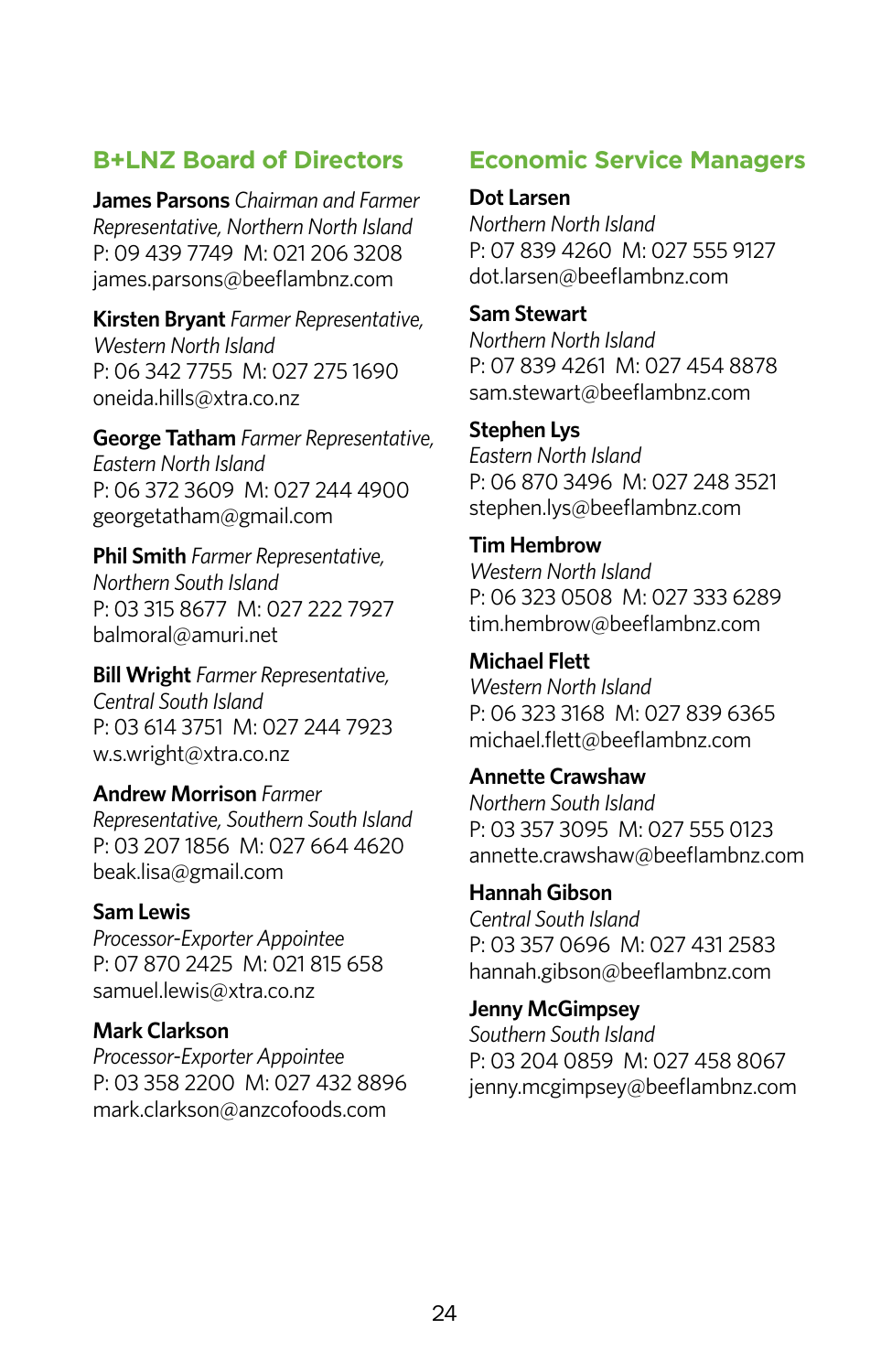## B+LNZ Board of Directors

**James Parsons** *Chairman and Farmer Representative, Northern North Island*
P: 09 439 7749 M: 021 206 3208
james.parsons@beeflambnz.com

**Kirsten Bryant** *Farmer Representative, Western North Island*
P: 06 342 7755 M: 027 275 1690
oneida.hills@xtra.co.nz

**George Tatham** *Farmer Representative, Eastern North Island*
P: 06 372 3609 M: 027 244 4900
georgetatham@gmail.com

**Phil Smith** *Farmer Representative, Northern South Island*
P: 03 315 8677 M: 027 222 7927
balmoral@amuri.net

**Bill Wright** *Farmer Representative, Central South Island*
P: 03 614 3751 M: 027 244 7923
w.s.wright@xtra.co.nz

**Andrew Morrison** *Farmer Representative, Southern South Island*
P: 03 207 1856 M: 027 664 4620
beak.lisa@gmail.com

**Sam Lewis**
*Processor-Exporter Appointee*
P: 07 870 2425 M: 021 815 658
samuel.lewis@xtra.co.nz

**Mark Clarkson**
*Processor-Exporter Appointee*
P: 03 358 2200 M: 027 432 8896
mark.clarkson@anzcofoods.com

## Economic Service Managers

**Dot Larsen**
*Northern North Island*
P: 07 839 4260 M: 027 555 9127
dot.larsen@beeflambnz.com

**Sam Stewart**
*Northern North Island*
P: 07 839 4261 M: 027 454 8878
sam.stewart@beeflambnz.com

**Stephen Lys**
*Eastern North Island*
P: 06 870 3496 M: 027 248 3521
stephen.lys@beeflambnz.com

**Tim Hembrow**
*Western North Island*
P: 06 323 0508 M: 027 333 6289
tim.hembrow@beeflambnz.com

**Michael Flett**
*Western North Island*
P: 06 323 3168 M: 027 839 6365
michael.flett@beeflambnz.com

**Annette Crawshaw**
*Northern South Island*
P: 03 357 3095 M: 027 555 0123
annette.crawshaw@beeflambnz.com

**Hannah Gibson**
*Central South Island*
P: 03 357 0696 M: 027 431 2583
hannah.gibson@beeflambnz.com

**Jenny McGimpsey**
*Southern South Island*
P: 03 204 0859 M: 027 458 8067
jenny.mcgimpsey@beeflambnz.com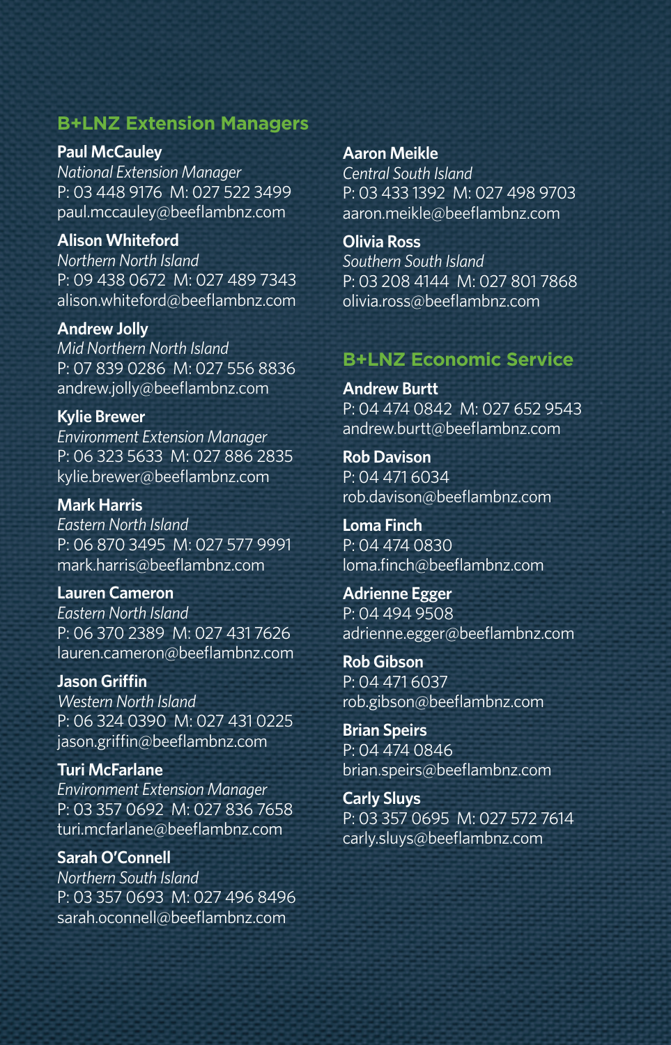## B+LNZ Extension Managers

**Paul McCauley**
*National Extension Manager*
P: 03 448 9176 M: 027 522 3499
paul.mccauley@beeflambnz.com

**Alison Whiteford**
*Northern North Island*
P: 09 438 0672 M: 027 489 7343
alison.whiteford@beeflambnz.com

**Andrew Jolly**
*Mid Northern North Island*
P: 07 839 0286 M: 027 556 8836
andrew.jolly@beeflambnz.com

**Kylie Brewer**
*Environment Extension Manager*
P: 06 323 5633 M: 027 886 2835
kylie.brewer@beeflambnz.com

**Mark Harris**
*Eastern North Island*
P: 06 870 3495 M: 027 577 9991
mark.harris@beeflambnz.com

**Lauren Cameron**
*Eastern North Island*
P: 06 370 2389 M: 027 431 7626
lauren.cameron@beeflambnz.com

**Jason Griffin**
*Western North Island*
P: 06 324 0390 M: 027 431 0225
jason.griffin@beeflambnz.com

**Turi McFarlane**
*Environment Extension Manager*
P: 03 357 0692 M: 027 836 7658
turi.mcfarlane@beeflambnz.com

**Sarah O'Connell**
*Northern South Island*
P: 03 357 0693 M: 027 496 8496
sarah.oconnell@beeflambnz.com

**Aaron Meikle**
*Central South Island*
P: 03 433 1392 M: 027 498 9703
aaron.meikle@beeflambnz.com

**Olivia Ross**
*Southern South Island*
P: 03 208 4144 M: 027 801 7868
olivia.ross@beeflambnz.com

## B+LNZ Economic Service

**Andrew Burtt**
P: 04 474 0842 M: 027 652 9543
andrew.burtt@beeflambnz.com

**Rob Davison**
P: 04 471 6034
rob.davison@beeflambnz.com

**Loma Finch**
P: 04 474 0830
loma.finch@beeflambnz.com

**Adrienne Egger**
P: 04 494 9508
adrienne.egger@beeflambnz.com

**Rob Gibson**
P: 04 471 6037
rob.gibson@beeflambnz.com

**Brian Speirs**
P: 04 474 0846
brian.speirs@beeflambnz.com

**Carly Sluys**
P: 03 357 0695 M: 027 572 7614
carly.sluys@beeflambnz.com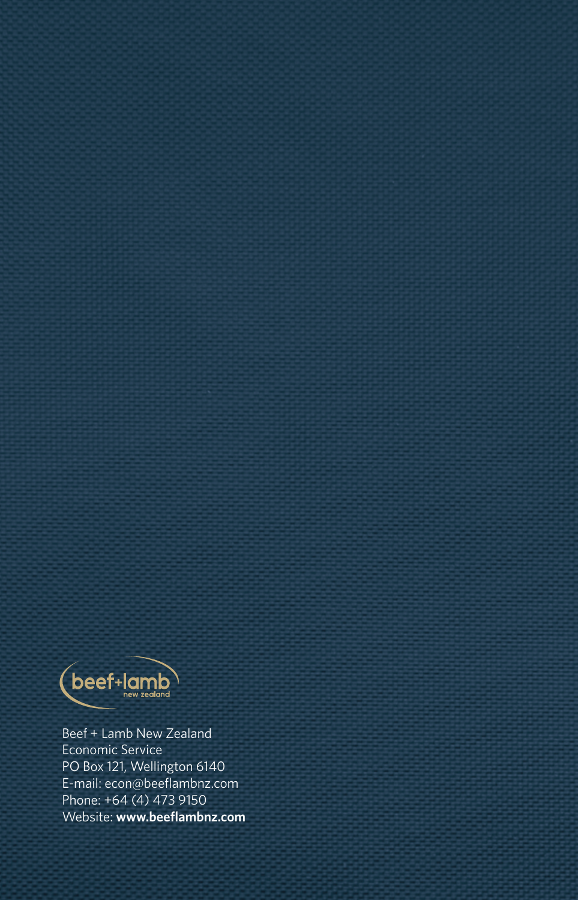beef+lamb
new zealand

Beef + Lamb New Zealand
Economic Service
PO Box 121, Wellington 6140
E-mail: econ@beeflambnz.com
Phone: +64 (4) 473 9150
Website: **www.beeflambnz.com**